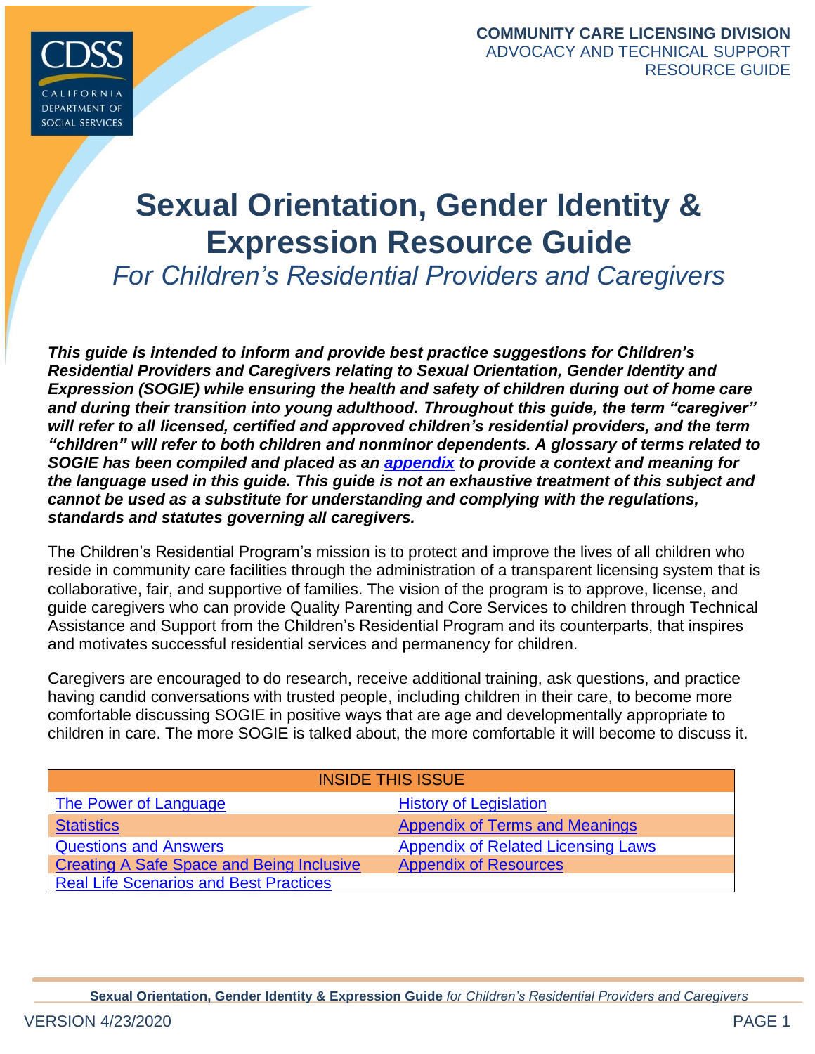COMMUNITY CARE LICENSING DIVISION
ADVOCACY AND TECHNICAL SUPPORT
RESOURCE GUIDE

# Sexual Orientation, Gender Identity & Expression Resource Guide

*For Children's Residential Providers and Caregivers*

***This guide is intended to inform and provide best practice suggestions for Children's Residential Providers and Caregivers relating to Sexual Orientation, Gender Identity and Expression (SOGIE) while ensuring the health and safety of children during out of home care and during their transition into young adulthood. Throughout this guide, the term "caregiver" will refer to all licensed, certified and approved children's residential providers, and the term "children" will refer to both children and nonminor dependents. A glossary of terms related to SOGIE has been compiled and placed as an appendix to provide a context and meaning for the language used in this guide. This guide is not an exhaustive treatment of this subject and cannot be used as a substitute for understanding and complying with the regulations, standards and statutes governing all caregivers.***

The Children's Residential Program's mission is to protect and improve the lives of all children who reside in community care facilities through the administration of a transparent licensing system that is collaborative, fair, and supportive of families. The vision of the program is to approve, license, and guide caregivers who can provide Quality Parenting and Core Services to children through Technical Assistance and Support from the Children's Residential Program and its counterparts, that inspires and motivates successful residential services and permanency for children.

Caregivers are encouraged to do research, receive additional training, ask questions, and practice having candid conversations with trusted people, including children in their care, to become more comfortable discussing SOGIE in positive ways that are age and developmentally appropriate to children in care. The more SOGIE is talked about, the more comfortable it will become to discuss it.

| INSIDE THIS ISSUE | |
|---|---|
| The Power of Language | History of Legislation |
| Statistics | Appendix of Terms and Meanings |
| Questions and Answers | Appendix of Related Licensing Laws |
| Creating A Safe Space and Being Inclusive | Appendix of Resources |
| Real Life Scenarios and Best Practices | |

VERSION 4/23/2020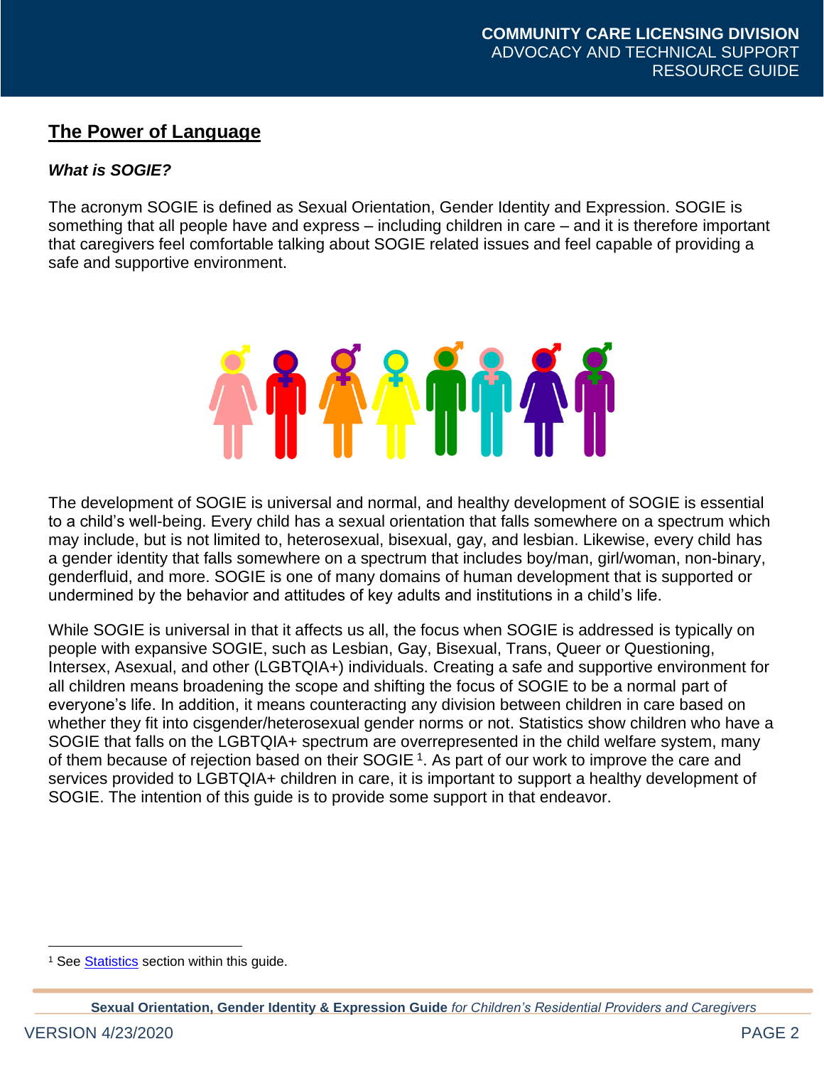## The Power of Language

### *What is SOGIE?*

The acronym SOGIE is defined as Sexual Orientation, Gender Identity and Expression. SOGIE is something that all people have and express – including children in care – and it is therefore important that caregivers feel comfortable talking about SOGIE related issues and feel capable of providing a safe and supportive environment.

The development of SOGIE is universal and normal, and healthy development of SOGIE is essential to a child's well-being. Every child has a sexual orientation that falls somewhere on a spectrum which may include, but is not limited to, heterosexual, bisexual, gay, and lesbian. Likewise, every child has a gender identity that falls somewhere on a spectrum that includes boy/man, girl/woman, non-binary, genderfluid, and more. SOGIE is one of many domains of human development that is supported or undermined by the behavior and attitudes of key adults and institutions in a child's life.

While SOGIE is universal in that it affects us all, the focus when SOGIE is addressed is typically on people with expansive SOGIE, such as Lesbian, Gay, Bisexual, Trans, Queer or Questioning, Intersex, Asexual, and other (LGBTQIA+) individuals. Creating a safe and supportive environment for all children means broadening the scope and shifting the focus of SOGIE to be a normal part of everyone's life. In addition, it means counteracting any division between children in care based on whether they fit into cisgender/heterosexual gender norms or not. Statistics show children who have a SOGIE that falls on the LGBTQIA+ spectrum are overrepresented in the child welfare system, many of them because of rejection based on their SOGIE [1]. As part of our work to improve the care and services provided to LGBTQIA+ children in care, it is important to support a healthy development of SOGIE. The intention of this guide is to provide some support in that endeavor.

[1] See Statistics section within this guide.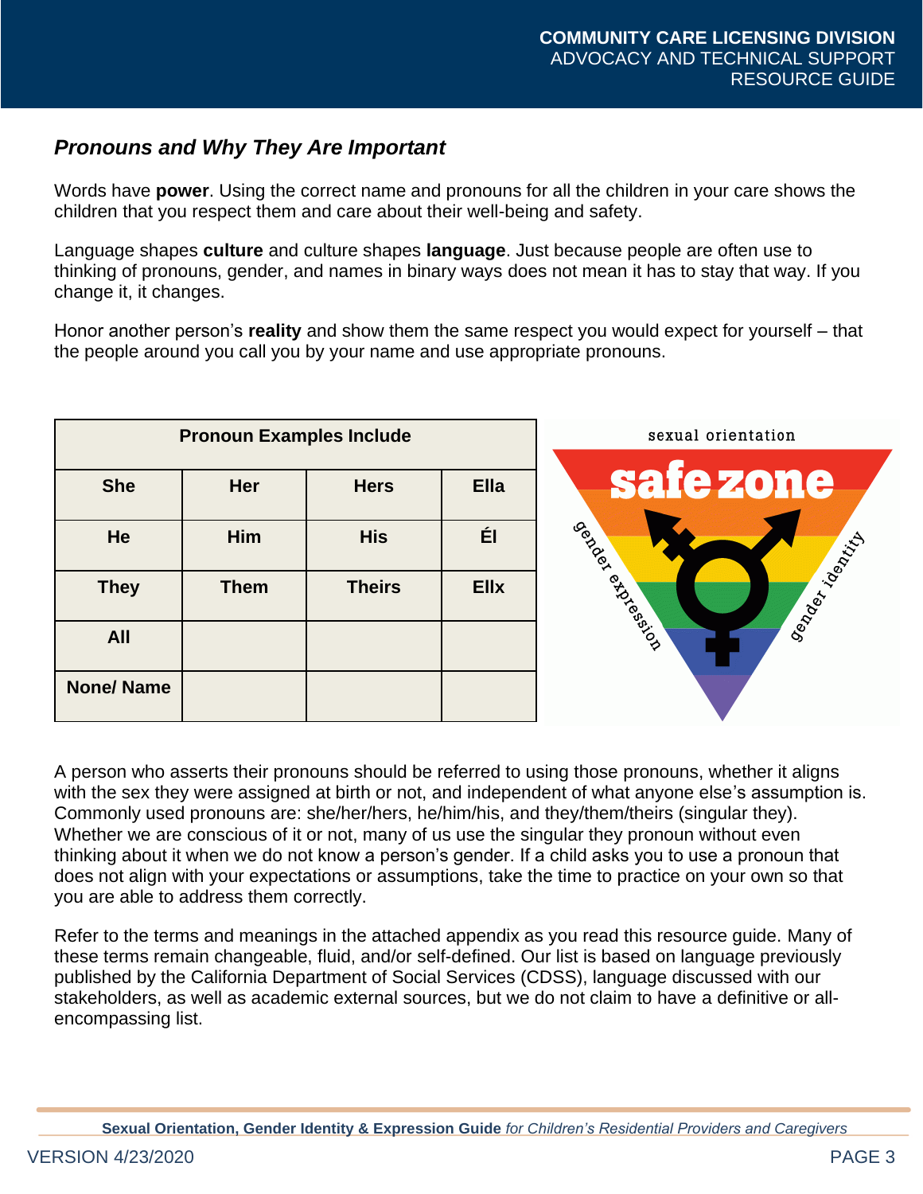## *Pronouns and Why They Are Important*

Words have **power**. Using the correct name and pronouns for all the children in your care shows the children that you respect them and care about their well-being and safety.

Language shapes **culture** and culture shapes **language**. Just because people are often use to thinking of pronouns, gender, and names in binary ways does not mean it has to stay that way. If you change it, it changes.

Honor another person's **reality** and show them the same respect you would expect for yourself – that the people around you call you by your name and use appropriate pronouns.

| **Pronoun Examples Include** | | | |
|---|---|---|---|
| **She** | **Her** | **Hers** | **Ella** |
| **He** | **Him** | **His** | **Él** |
| **They** | **Them** | **Theirs** | **Ellx** |
| **All** | | | |
| **None/ Name** | | | |

A person who asserts their pronouns should be referred to using those pronouns, whether it aligns with the sex they were assigned at birth or not, and independent of what anyone else's assumption is. Commonly used pronouns are: she/her/hers, he/him/his, and they/them/theirs (singular they). Whether we are conscious of it or not, many of us use the singular they pronoun without even thinking about it when we do not know a person's gender. If a child asks you to use a pronoun that does not align with your expectations or assumptions, take the time to practice on your own so that you are able to address them correctly.

Refer to the terms and meanings in the attached appendix as you read this resource guide. Many of these terms remain changeable, fluid, and/or self-defined. Our list is based on language previously published by the California Department of Social Services (CDSS), language discussed with our stakeholders, as well as academic external sources, but we do not claim to have a definitive or all-encompassing list.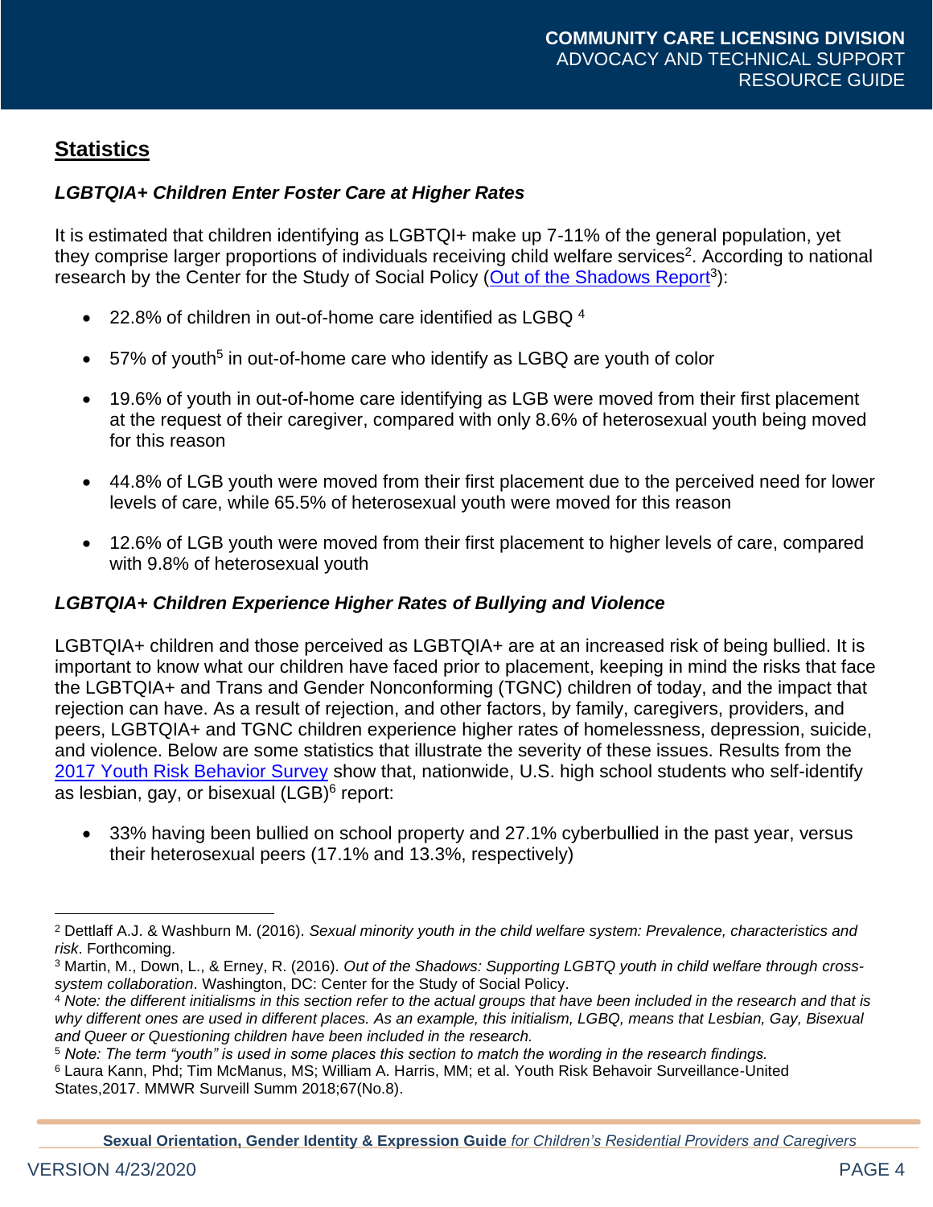## Statistics

### *LGBTQIA+ Children Enter Foster Care at Higher Rates*

It is estimated that children identifying as LGBTQI+ make up 7-11% of the general population, yet they comprise larger proportions of individuals receiving child welfare services[2]. According to national research by the Center for the Study of Social Policy (Out of the Shadows Report[3]):

- 22.8% of children in out-of-home care identified as LGBQ [4]
- 57% of youth[5] in out-of-home care who identify as LGBQ are youth of color
- 19.6% of youth in out-of-home care identifying as LGB were moved from their first placement at the request of their caregiver, compared with only 8.6% of heterosexual youth being moved for this reason
- 44.8% of LGB youth were moved from their first placement due to the perceived need for lower levels of care, while 65.5% of heterosexual youth were moved for this reason
- 12.6% of LGB youth were moved from their first placement to higher levels of care, compared with 9.8% of heterosexual youth

### *LGBTQIA+ Children Experience Higher Rates of Bullying and Violence*

LGBTQIA+ children and those perceived as LGBTQIA+ are at an increased risk of being bullied. It is important to know what our children have faced prior to placement, keeping in mind the risks that face the LGBTQIA+ and Trans and Gender Nonconforming (TGNC) children of today, and the impact that rejection can have. As a result of rejection, and other factors, by family, caregivers, providers, and peers, LGBTQIA+ and TGNC children experience higher rates of homelessness, depression, suicide, and violence. Below are some statistics that illustrate the severity of these issues. Results from the 2017 Youth Risk Behavior Survey show that, nationwide, U.S. high school students who self-identify as lesbian, gay, or bisexual (LGB)[6] report:

- 33% having been bullied on school property and 27.1% cyberbullied in the past year, versus their heterosexual peers (17.1% and 13.3%, respectively)

---

[2] Dettlaff A.J. & Washburn M. (2016). *Sexual minority youth in the child welfare system: Prevalence, characteristics and risk*. Forthcoming.

[3] Martin, M., Down, L., & Erney, R. (2016). *Out of the Shadows: Supporting LGBTQ youth in child welfare through cross-system collaboration*. Washington, DC: Center for the Study of Social Policy.

[4] *Note: the different initialisms in this section refer to the actual groups that have been included in the research and that is why different ones are used in different places. As an example, this initialism, LGBQ, means that Lesbian, Gay, Bisexual and Queer or Questioning children have been included in the research.*

[5] *Note: The term "youth" is used in some places this section to match the wording in the research findings.*

[6] Laura Kann, Phd; Tim McManus, MS; William A. Harris, MM; et al. Youth Risk Behavoir Surveillance-United States,2017. MMWR Surveill Summ 2018;67(No.8).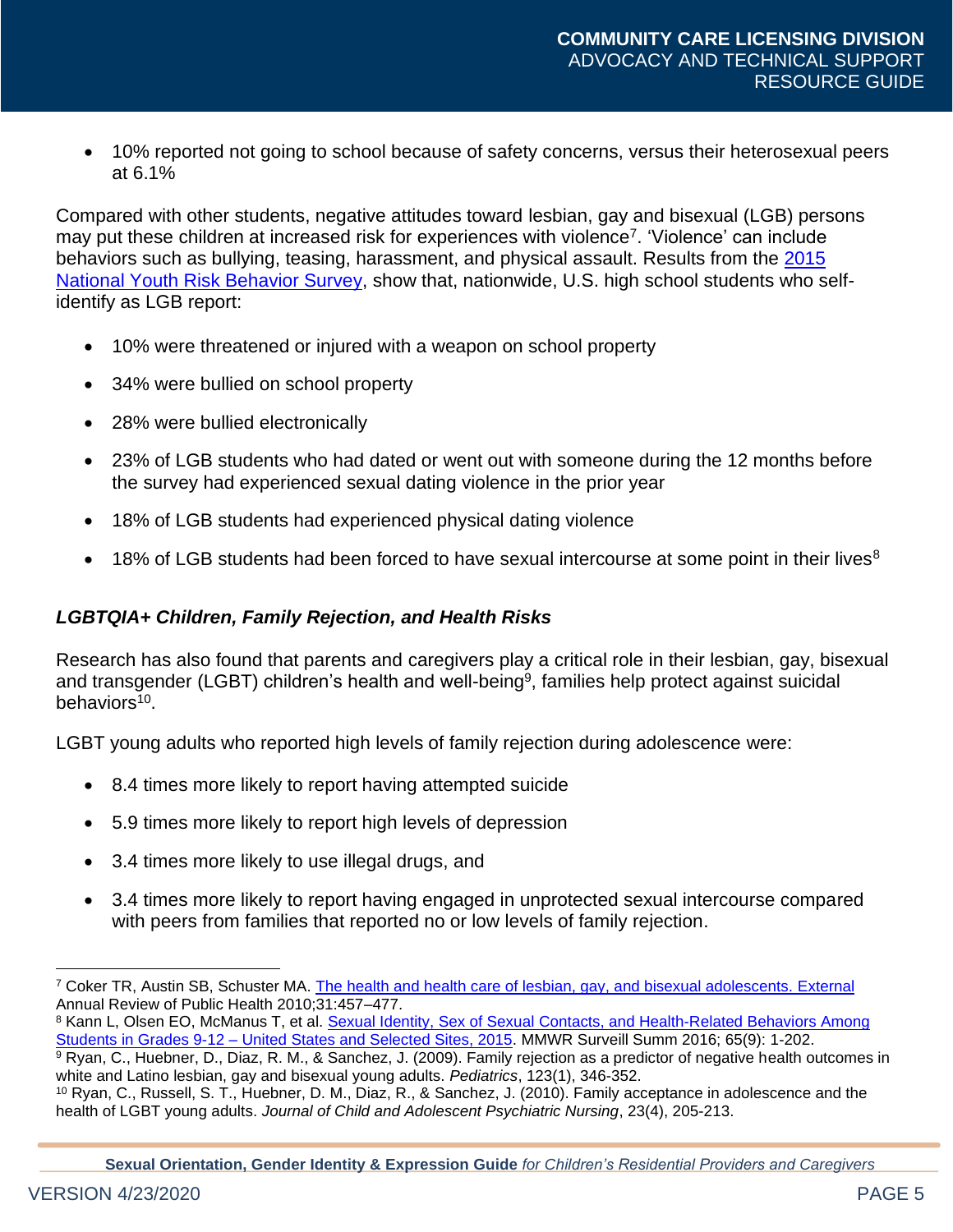- 10% reported not going to school because of safety concerns, versus their heterosexual peers at 6.1%

Compared with other students, negative attitudes toward lesbian, gay and bisexual (LGB) persons may put these children at increased risk for experiences with violence[7]. 'Violence' can include behaviors such as bullying, teasing, harassment, and physical assault. Results from the 2015 National Youth Risk Behavior Survey, show that, nationwide, U.S. high school students who self-identify as LGB report:

- 10% were threatened or injured with a weapon on school property
- 34% were bullied on school property
- 28% were bullied electronically
- 23% of LGB students who had dated or went out with someone during the 12 months before the survey had experienced sexual dating violence in the prior year
- 18% of LGB students had experienced physical dating violence
- 18% of LGB students had been forced to have sexual intercourse at some point in their lives[8]

### *LGBTQIA+ Children, Family Rejection, and Health Risks*

Research has also found that parents and caregivers play a critical role in their lesbian, gay, bisexual and transgender (LGBT) children's health and well-being[9], families help protect against suicidal behaviors[10].

LGBT young adults who reported high levels of family rejection during adolescence were:

- 8.4 times more likely to report having attempted suicide
- 5.9 times more likely to report high levels of depression
- 3.4 times more likely to use illegal drugs, and
- 3.4 times more likely to report having engaged in unprotected sexual intercourse compared with peers from families that reported no or low levels of family rejection.

---

[7] Coker TR, Austin SB, Schuster MA. The health and health care of lesbian, gay, and bisexual adolescents. External Annual Review of Public Health 2010;31:457–477.

[8] Kann L, Olsen EO, McManus T, et al. Sexual Identity, Sex of Sexual Contacts, and Health-Related Behaviors Among Students in Grades 9-12 – United States and Selected Sites, 2015. MMWR Surveill Summ 2016; 65(9): 1-202.

[9] Ryan, C., Huebner, D., Diaz, R. M., & Sanchez, J. (2009). Family rejection as a predictor of negative health outcomes in white and Latino lesbian, gay and bisexual young adults. *Pediatrics*, 123(1), 346-352.

[10] Ryan, C., Russell, S. T., Huebner, D. M., Diaz, R., & Sanchez, J. (2010). Family acceptance in adolescence and the health of LGBT young adults. *Journal of Child and Adolescent Psychiatric Nursing*, 23(4), 205-213.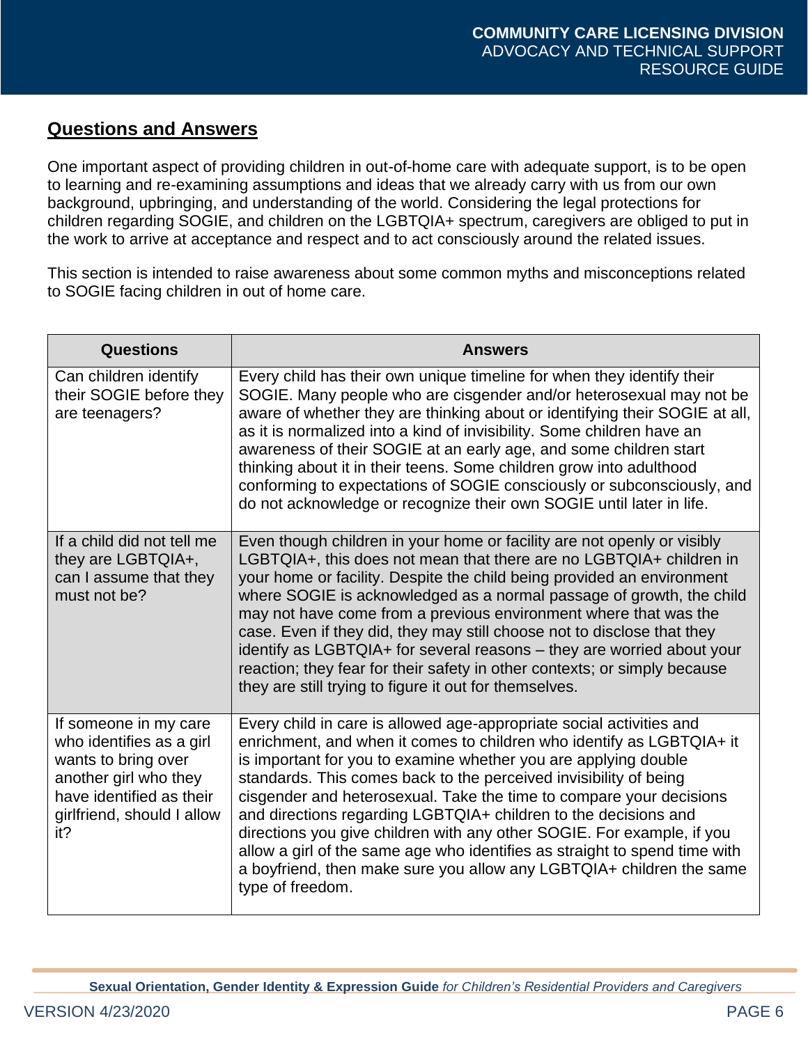## Questions and Answers

One important aspect of providing children in out-of-home care with adequate support, is to be open to learning and re-examining assumptions and ideas that we already carry with us from our own background, upbringing, and understanding of the world. Considering the legal protections for children regarding SOGIE, and children on the LGBTQIA+ spectrum, caregivers are obliged to put in the work to arrive at acceptance and respect and to act consciously around the related issues.

This section is intended to raise awareness about some common myths and misconceptions related to SOGIE facing children in out of home care.

| Questions | Answers |
|---|---|
| Can children identify their SOGIE before they are teenagers? | Every child has their own unique timeline for when they identify their SOGIE. Many people who are cisgender and/or heterosexual may not be aware of whether they are thinking about or identifying their SOGIE at all, as it is normalized into a kind of invisibility. Some children have an awareness of their SOGIE at an early age, and some children start thinking about it in their teens. Some children grow into adulthood conforming to expectations of SOGIE consciously or subconsciously, and do not acknowledge or recognize their own SOGIE until later in life. |
| If a child did not tell me they are LGBTQIA+, can I assume that they must not be? | Even though children in your home or facility are not openly or visibly LGBTQIA+, this does not mean that there are no LGBTQIA+ children in your home or facility. Despite the child being provided an environment where SOGIE is acknowledged as a normal passage of growth, the child may not have come from a previous environment where that was the case. Even if they did, they may still choose not to disclose that they identify as LGBTQIA+ for several reasons – they are worried about your reaction; they fear for their safety in other contexts; or simply because they are still trying to figure it out for themselves. |
| If someone in my care who identifies as a girl wants to bring over another girl who they have identified as their girlfriend, should I allow it? | Every child in care is allowed age-appropriate social activities and enrichment, and when it comes to children who identify as LGBTQIA+ it is important for you to examine whether you are applying double standards. This comes back to the perceived invisibility of being cisgender and heterosexual. Take the time to compare your decisions and directions regarding LGBTQIA+ children to the decisions and directions you give children with any other SOGIE. For example, if you allow a girl of the same age who identifies as straight to spend time with a boyfriend, then make sure you allow any LGBTQIA+ children the same type of freedom. |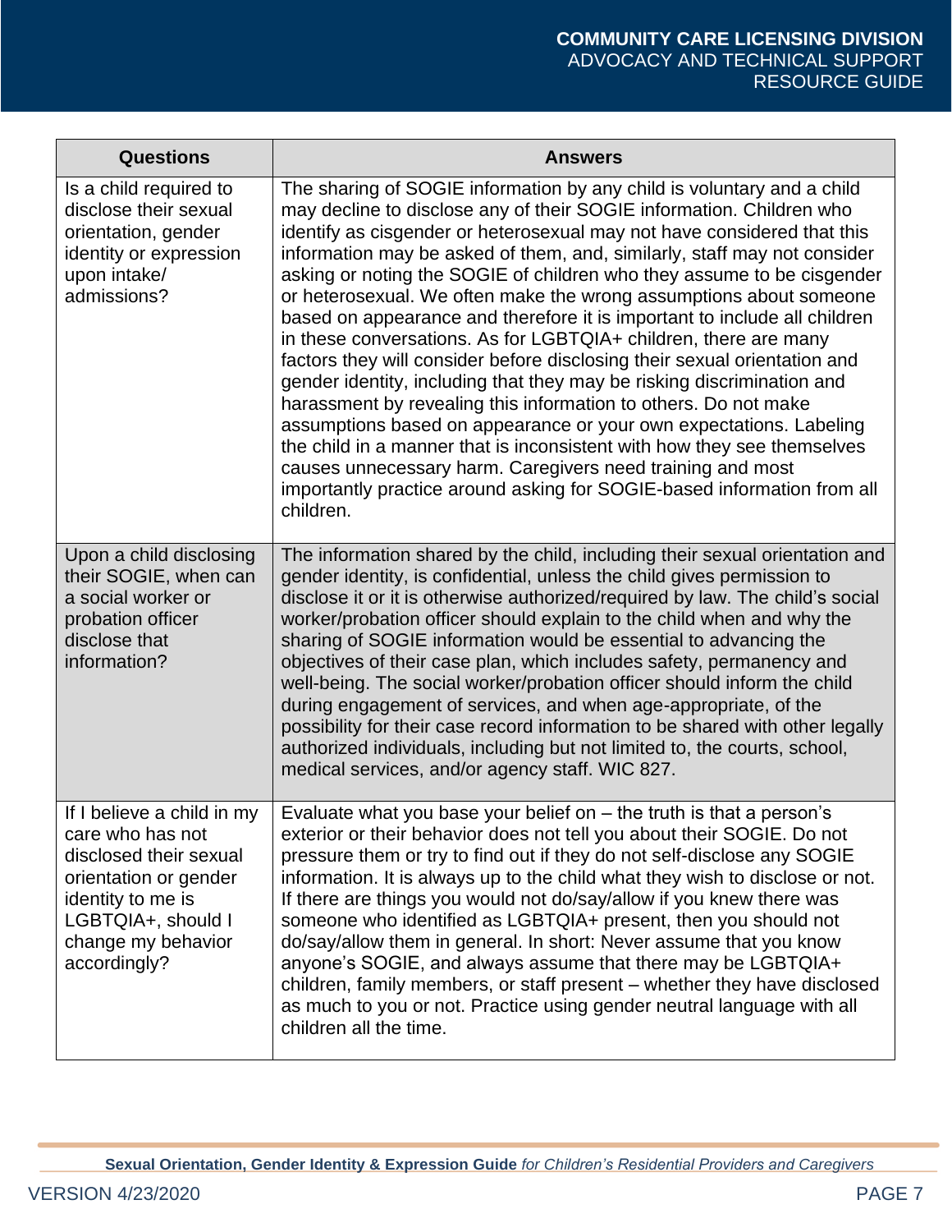| Questions | Answers |
|---|---|
| Is a child required to disclose their sexual orientation, gender identity or expression upon intake/ admissions? | The sharing of SOGIE information by any child is voluntary and a child may decline to disclose any of their SOGIE information. Children who identify as cisgender or heterosexual may not have considered that this information may be asked of them, and, similarly, staff may not consider asking or noting the SOGIE of children who they assume to be cisgender or heterosexual. We often make the wrong assumptions about someone based on appearance and therefore it is important to include all children in these conversations. As for LGBTQIA+ children, there are many factors they will consider before disclosing their sexual orientation and gender identity, including that they may be risking discrimination and harassment by revealing this information to others. Do not make assumptions based on appearance or your own expectations. Labeling the child in a manner that is inconsistent with how they see themselves causes unnecessary harm. Caregivers need training and most importantly practice around asking for SOGIE-based information from all children. |
| Upon a child disclosing their SOGIE, when can a social worker or probation officer disclose that information? | The information shared by the child, including their sexual orientation and gender identity, is confidential, unless the child gives permission to disclose it or it is otherwise authorized/required by law. The child's social worker/probation officer should explain to the child when and why the sharing of SOGIE information would be essential to advancing the objectives of their case plan, which includes safety, permanency and well-being. The social worker/probation officer should inform the child during engagement of services, and when age-appropriate, of the possibility for their case record information to be shared with other legally authorized individuals, including but not limited to, the courts, school, medical services, and/or agency staff. WIC 827. |
| If I believe a child in my care who has not disclosed their sexual orientation or gender identity to me is LGBTQIA+, should I change my behavior accordingly? | Evaluate what you base your belief on – the truth is that a person's exterior or their behavior does not tell you about their SOGIE. Do not pressure them or try to find out if they do not self-disclose any SOGIE information. It is always up to the child what they wish to disclose or not. If there are things you would not do/say/allow if you knew there was someone who identified as LGBTQIA+ present, then you should not do/say/allow them in general. In short: Never assume that you know anyone's SOGIE, and always assume that there may be LGBTQIA+ children, family members, or staff present – whether they have disclosed as much to you or not. Practice using gender neutral language with all children all the time. |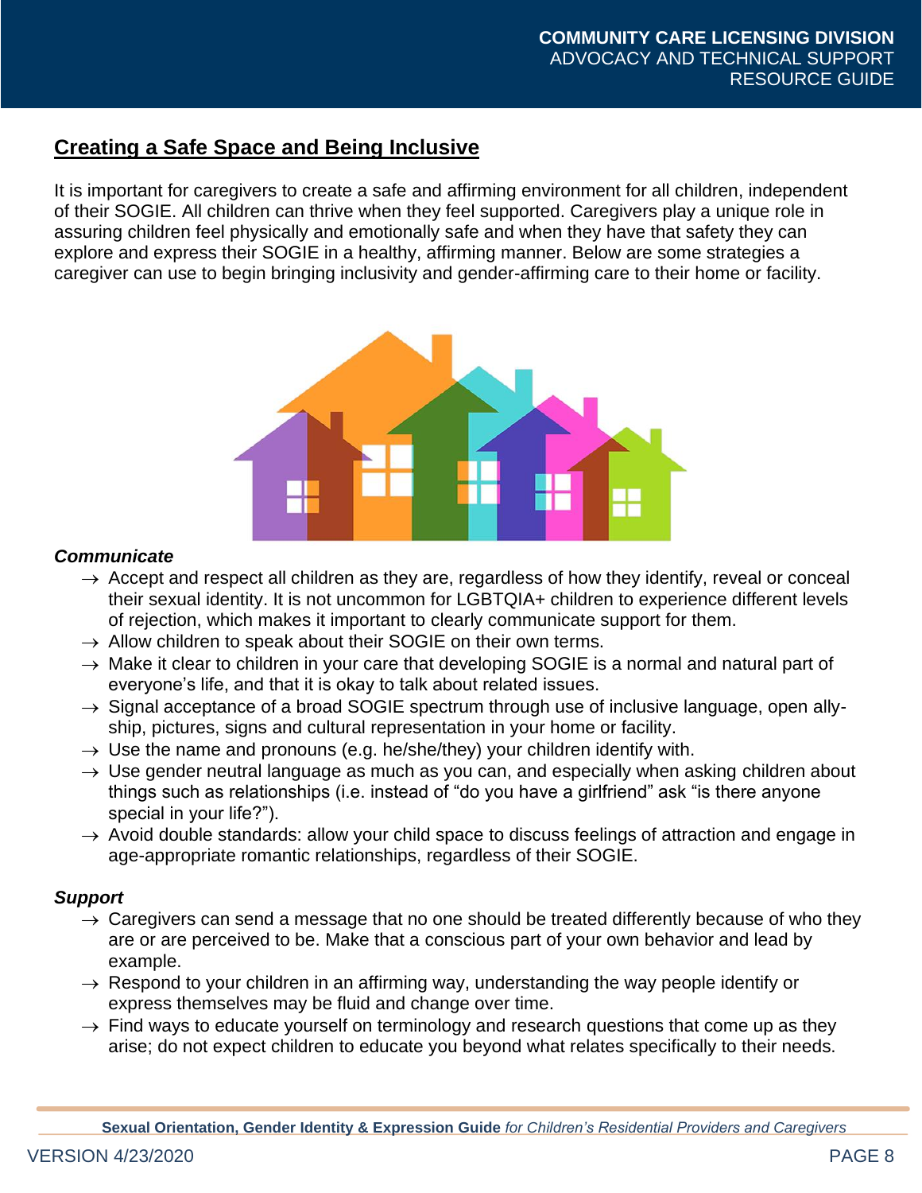## Creating a Safe Space and Being Inclusive

It is important for caregivers to create a safe and affirming environment for all children, independent of their SOGIE. All children can thrive when they feel supported. Caregivers play a unique role in assuring children feel physically and emotionally safe and when they have that safety they can explore and express their SOGIE in a healthy, affirming manner. Below are some strategies a caregiver can use to begin bringing inclusivity and gender-affirming care to their home or facility.

### *Communicate*

- → Accept and respect all children as they are, regardless of how they identify, reveal or conceal their sexual identity. It is not uncommon for LGBTQIA+ children to experience different levels of rejection, which makes it important to clearly communicate support for them.
- → Allow children to speak about their SOGIE on their own terms.
- → Make it clear to children in your care that developing SOGIE is a normal and natural part of everyone's life, and that it is okay to talk about related issues.
- → Signal acceptance of a broad SOGIE spectrum through use of inclusive language, open ally-ship, pictures, signs and cultural representation in your home or facility.
- → Use the name and pronouns (e.g. he/she/they) your children identify with.
- → Use gender neutral language as much as you can, and especially when asking children about things such as relationships (i.e. instead of "do you have a girlfriend" ask "is there anyone special in your life?").
- → Avoid double standards: allow your child space to discuss feelings of attraction and engage in age-appropriate romantic relationships, regardless of their SOGIE.

### *Support*

- → Caregivers can send a message that no one should be treated differently because of who they are or are perceived to be. Make that a conscious part of your own behavior and lead by example.
- → Respond to your children in an affirming way, understanding the way people identify or express themselves may be fluid and change over time.
- → Find ways to educate yourself on terminology and research questions that come up as they arise; do not expect children to educate you beyond what relates specifically to their needs.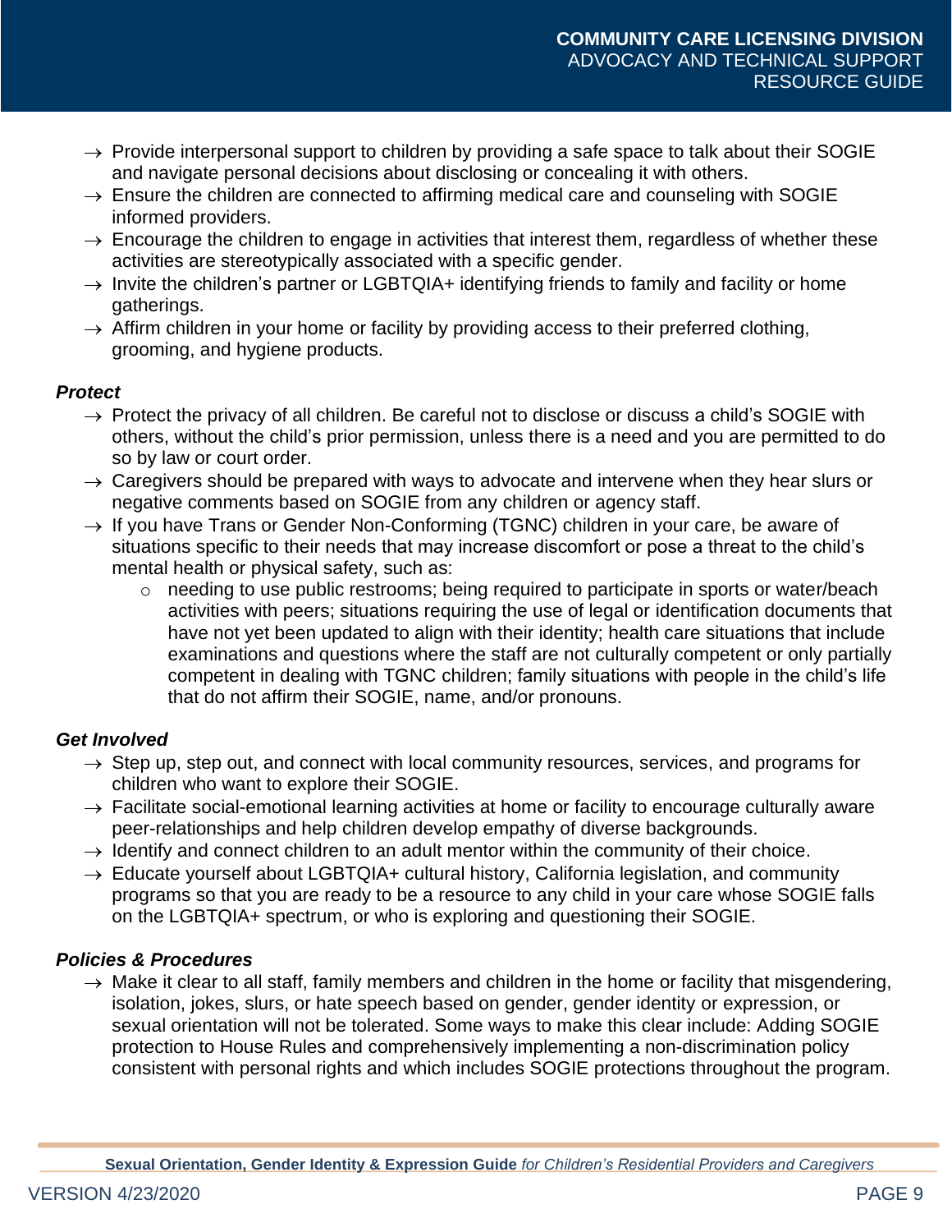- → Provide interpersonal support to children by providing a safe space to talk about their SOGIE and navigate personal decisions about disclosing or concealing it with others.
- → Ensure the children are connected to affirming medical care and counseling with SOGIE informed providers.
- → Encourage the children to engage in activities that interest them, regardless of whether these activities are stereotypically associated with a specific gender.
- → Invite the children's partner or LGBTQIA+ identifying friends to family and facility or home gatherings.
- → Affirm children in your home or facility by providing access to their preferred clothing, grooming, and hygiene products.

***Protect***

- → Protect the privacy of all children. Be careful not to disclose or discuss a child's SOGIE with others, without the child's prior permission, unless there is a need and you are permitted to do so by law or court order.
- → Caregivers should be prepared with ways to advocate and intervene when they hear slurs or negative comments based on SOGIE from any children or agency staff.
- → If you have Trans or Gender Non-Conforming (TGNC) children in your care, be aware of situations specific to their needs that may increase discomfort or pose a threat to the child's mental health or physical safety, such as:
  - needing to use public restrooms; being required to participate in sports or water/beach activities with peers; situations requiring the use of legal or identification documents that have not yet been updated to align with their identity; health care situations that include examinations and questions where the staff are not culturally competent or only partially competent in dealing with TGNC children; family situations with people in the child's life that do not affirm their SOGIE, name, and/or pronouns.

***Get Involved***

- → Step up, step out, and connect with local community resources, services, and programs for children who want to explore their SOGIE.
- → Facilitate social-emotional learning activities at home or facility to encourage culturally aware peer-relationships and help children develop empathy of diverse backgrounds.
- → Identify and connect children to an adult mentor within the community of their choice.
- → Educate yourself about LGBTQIA+ cultural history, California legislation, and community programs so that you are ready to be a resource to any child in your care whose SOGIE falls on the LGBTQIA+ spectrum, or who is exploring and questioning their SOGIE.

***Policies & Procedures***

- → Make it clear to all staff, family members and children in the home or facility that misgendering, isolation, jokes, slurs, or hate speech based on gender, gender identity or expression, or sexual orientation will not be tolerated. Some ways to make this clear include: Adding SOGIE protection to House Rules and comprehensively implementing a non-discrimination policy consistent with personal rights and which includes SOGIE protections throughout the program.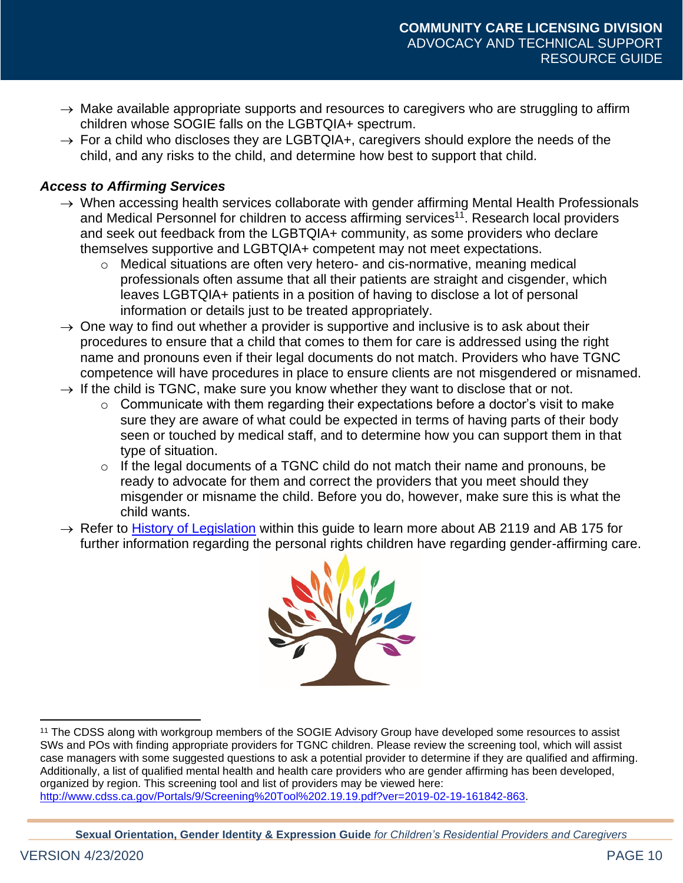- → Make available appropriate supports and resources to caregivers who are struggling to affirm children whose SOGIE falls on the LGBTQIA+ spectrum.
- → For a child who discloses they are LGBTQIA+, caregivers should explore the needs of the child, and any risks to the child, and determine how best to support that child.

### *Access to Affirming Services*

- → When accessing health services collaborate with gender affirming Mental Health Professionals and Medical Personnel for children to access affirming services[11]. Research local providers and seek out feedback from the LGBTQIA+ community, as some providers who declare themselves supportive and LGBTQIA+ competent may not meet expectations.
  - o Medical situations are often very hetero- and cis-normative, meaning medical professionals often assume that all their patients are straight and cisgender, which leaves LGBTQIA+ patients in a position of having to disclose a lot of personal information or details just to be treated appropriately.
- → One way to find out whether a provider is supportive and inclusive is to ask about their procedures to ensure that a child that comes to them for care is addressed using the right name and pronouns even if their legal documents do not match. Providers who have TGNC competence will have procedures in place to ensure clients are not misgendered or misnamed.
- → If the child is TGNC, make sure you know whether they want to disclose that or not.
  - o Communicate with them regarding their expectations before a doctor's visit to make sure they are aware of what could be expected in terms of having parts of their body seen or touched by medical staff, and to determine how you can support them in that type of situation.
  - o If the legal documents of a TGNC child do not match their name and pronouns, be ready to advocate for them and correct the providers that you meet should they misgender or misname the child. Before you do, however, make sure this is what the child wants.
- → Refer to History of Legislation within this guide to learn more about AB 2119 and AB 175 for further information regarding the personal rights children have regarding gender-affirming care.

---

[11] The CDSS along with workgroup members of the SOGIE Advisory Group have developed some resources to assist SWs and POs with finding appropriate providers for TGNC children. Please review the screening tool, which will assist case managers with some suggested questions to ask a potential provider to determine if they are qualified and affirming. Additionally, a list of qualified mental health and health care providers who are gender affirming has been developed, organized by region. This screening tool and list of providers may be viewed here: http://www.cdss.ca.gov/Portals/9/Screening%20Tool%202.19.19.pdf?ver=2019-02-19-161842-863.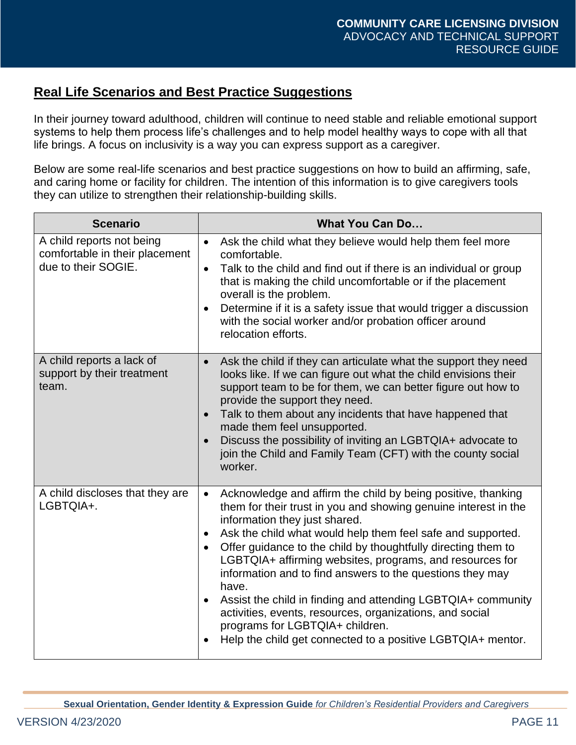## Real Life Scenarios and Best Practice Suggestions

In their journey toward adulthood, children will continue to need stable and reliable emotional support systems to help them process life's challenges and to help model healthy ways to cope with all that life brings. A focus on inclusivity is a way you can express support as a caregiver.

Below are some real-life scenarios and best practice suggestions on how to build an affirming, safe, and caring home or facility for children. The intention of this information is to give caregivers tools they can utilize to strengthen their relationship-building skills.

| Scenario | What You Can Do… |
|---|---|
| A child reports not being comfortable in their placement due to their SOGIE. | • Ask the child what they believe would help them feel more comfortable.<br>• Talk to the child and find out if there is an individual or group that is making the child uncomfortable or if the placement overall is the problem.<br>• Determine if it is a safety issue that would trigger a discussion with the social worker and/or probation officer around relocation efforts. |
| A child reports a lack of support by their treatment team. | • Ask the child if they can articulate what the support they need looks like. If we can figure out what the child envisions their support team to be for them, we can better figure out how to provide the support they need.<br>• Talk to them about any incidents that have happened that made them feel unsupported.<br>• Discuss the possibility of inviting an LGBTQIA+ advocate to join the Child and Family Team (CFT) with the county social worker. |
| A child discloses that they are LGBTQIA+. | • Acknowledge and affirm the child by being positive, thanking them for their trust in you and showing genuine interest in the information they just shared.<br>• Ask the child what would help them feel safe and supported.<br>• Offer guidance to the child by thoughtfully directing them to LGBTQIA+ affirming websites, programs, and resources for information and to find answers to the questions they may have.<br>• Assist the child in finding and attending LGBTQIA+ community activities, events, resources, organizations, and social programs for LGBTQIA+ children.<br>• Help the child get connected to a positive LGBTQIA+ mentor. |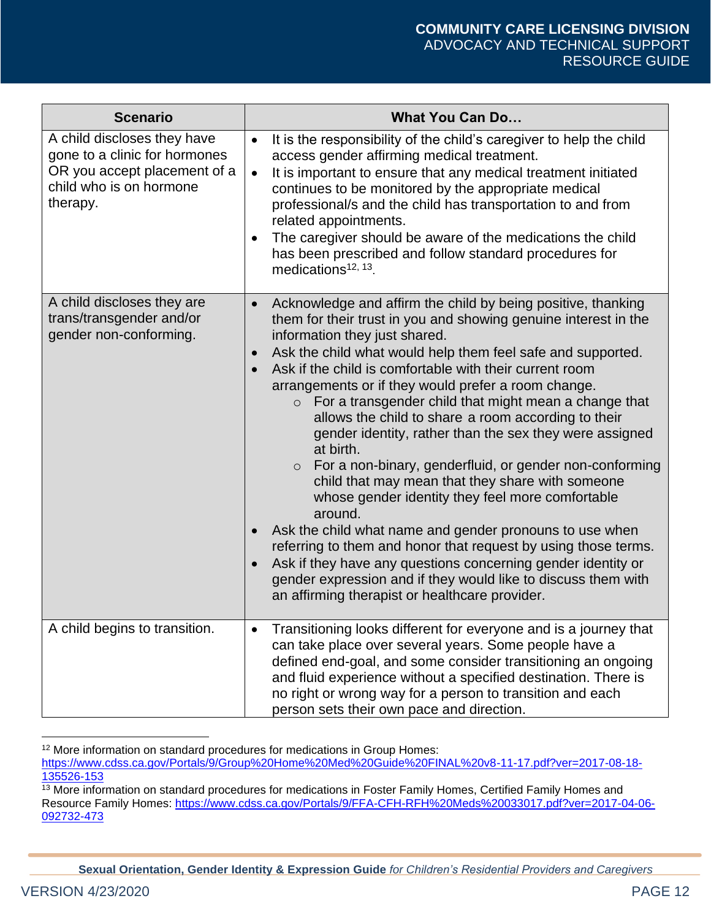| Scenario | What You Can Do… |
|---|---|
| A child discloses they have gone to a clinic for hormones OR you accept placement of a child who is on hormone therapy. | • It is the responsibility of the child's caregiver to help the child access gender affirming medical treatment.<br>• It is important to ensure that any medical treatment initiated continues to be monitored by the appropriate medical professional/s and the child has transportation to and from related appointments.<br>• The caregiver should be aware of the medications the child has been prescribed and follow standard procedures for medications[12, 13]. |
| A child discloses they are trans/transgender and/or gender non-conforming. | • Acknowledge and affirm the child by being positive, thanking them for their trust in you and showing genuine interest in the information they just shared.<br>• Ask the child what would help them feel safe and supported.<br>• Ask if the child is comfortable with their current room arrangements or if they would prefer a room change.<br>  ○ For a transgender child that might mean a change that allows the child to share a room according to their gender identity, rather than the sex they were assigned at birth.<br>  ○ For a non-binary, genderfluid, or gender non-conforming child that may mean that they share with someone whose gender identity they feel more comfortable around.<br>• Ask the child what name and gender pronouns to use when referring to them and honor that request by using those terms.<br>• Ask if they have any questions concerning gender identity or gender expression and if they would like to discuss them with an affirming therapist or healthcare provider. |
| A child begins to transition. | • Transitioning looks different for everyone and is a journey that can take place over several years. Some people have a defined end-goal, and some consider transitioning an ongoing and fluid experience without a specified destination. There is no right or wrong way for a person to transition and each person sets their own pace and direction. |

[12] More information on standard procedures for medications in Group Homes: https://www.cdss.ca.gov/Portals/9/Group%20Home%20Med%20Guide%20FINAL%20v8-11-17.pdf?ver=2017-08-18-135526-153

[13] More information on standard procedures for medications in Foster Family Homes, Certified Family Homes and Resource Family Homes: https://www.cdss.ca.gov/Portals/9/FFA-CFH-RFH%20Meds%20033017.pdf?ver=2017-04-06-092732-473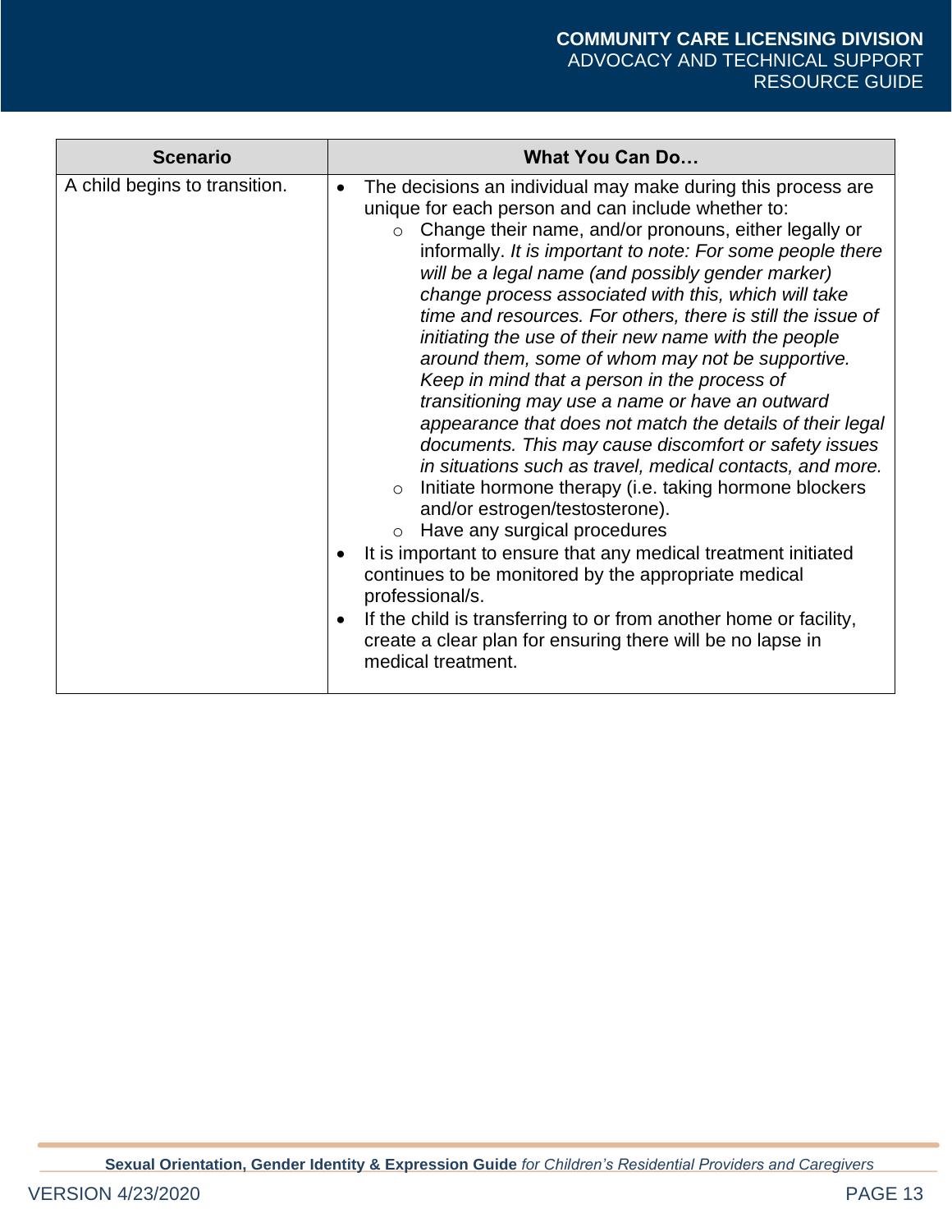| Scenario | What You Can Do… |
|---|---|
| A child begins to transition. | • The decisions an individual may make during this process are unique for each person and can include whether to:<br>&nbsp;&nbsp;○ Change their name, and/or pronouns, either legally or informally. *It is important to note: For some people there will be a legal name (and possibly gender marker) change process associated with this, which will take time and resources. For others, there is still the issue of initiating the use of their new name with the people around them, some of whom may not be supportive. Keep in mind that a person in the process of transitioning may use a name or have an outward appearance that does not match the details of their legal documents. This may cause discomfort or safety issues in situations such as travel, medical contacts, and more.*<br>&nbsp;&nbsp;○ Initiate hormone therapy (i.e. taking hormone blockers and/or estrogen/testosterone).<br>&nbsp;&nbsp;○ Have any surgical procedures<br>• It is important to ensure that any medical treatment initiated continues to be monitored by the appropriate medical professional/s.<br>• If the child is transferring to or from another home or facility, create a clear plan for ensuring there will be no lapse in medical treatment. |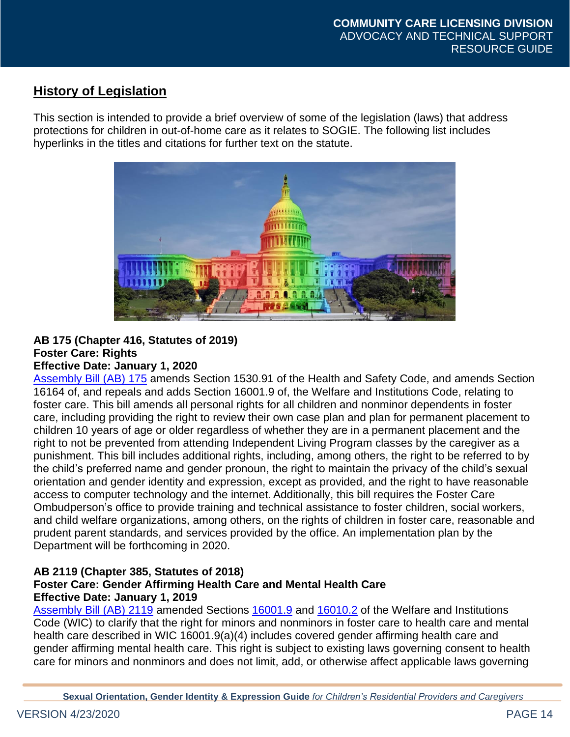## History of Legislation

This section is intended to provide a brief overview of some of the legislation (laws) that address protections for children in out-of-home care as it relates to SOGIE. The following list includes hyperlinks in the titles and citations for further text on the statute.

**AB 175 (Chapter 416, Statutes of 2019)**
**Foster Care: Rights**
**Effective Date: January 1, 2020**

Assembly Bill (AB) 175 amends Section 1530.91 of the Health and Safety Code, and amends Section 16164 of, and repeals and adds Section 16001.9 of, the Welfare and Institutions Code, relating to foster care. This bill amends all personal rights for all children and nonminor dependents in foster care, including providing the right to review their own case plan and plan for permanent placement to children 10 years of age or older regardless of whether they are in a permanent placement and the right to not be prevented from attending Independent Living Program classes by the caregiver as a punishment. This bill includes additional rights, including, among others, the right to be referred to by the child's preferred name and gender pronoun, the right to maintain the privacy of the child's sexual orientation and gender identity and expression, except as provided, and the right to have reasonable access to computer technology and the internet. Additionally, this bill requires the Foster Care Ombudperson's office to provide training and technical assistance to foster children, social workers, and child welfare organizations, among others, on the rights of children in foster care, reasonable and prudent parent standards, and services provided by the office. An implementation plan by the Department will be forthcoming in 2020.

**AB 2119 (Chapter 385, Statutes of 2018)**
**Foster Care: Gender Affirming Health Care and Mental Health Care**
**Effective Date: January 1, 2019**

Assembly Bill (AB) 2119 amended Sections 16001.9 and 16010.2 of the Welfare and Institutions Code (WIC) to clarify that the right for minors and nonminors in foster care to health care and mental health care described in WIC 16001.9(a)(4) includes covered gender affirming health care and gender affirming mental health care. This right is subject to existing laws governing consent to health care for minors and nonminors and does not limit, add, or otherwise affect applicable laws governing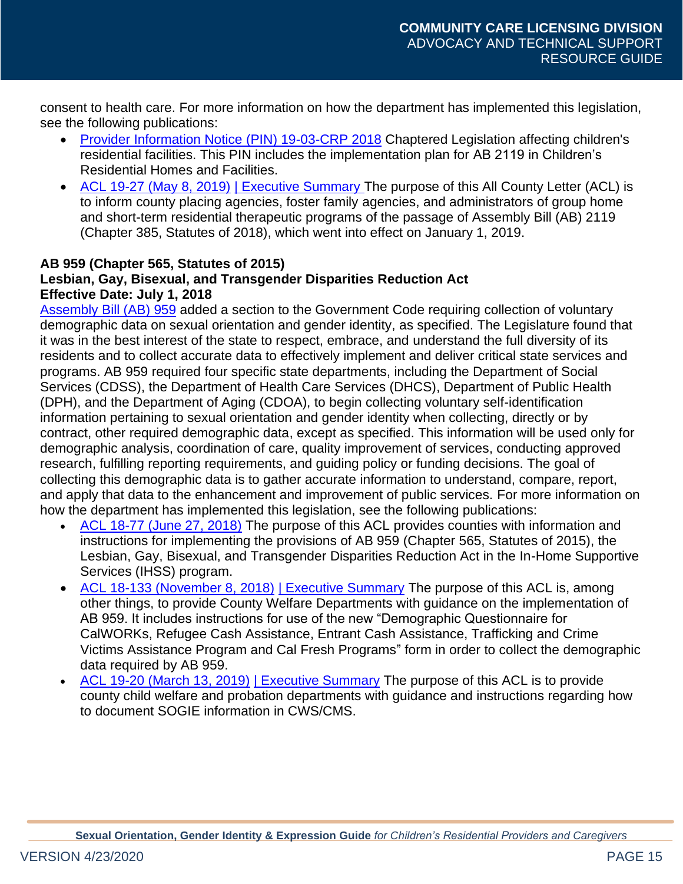consent to health care. For more information on how the department has implemented this legislation, see the following publications:

- Provider Information Notice (PIN) 19-03-CRP 2018 Chaptered Legislation affecting children's residential facilities. This PIN includes the implementation plan for AB 2119 in Children's Residential Homes and Facilities.
- ACL 19-27 (May 8, 2019) | Executive Summary The purpose of this All County Letter (ACL) is to inform county placing agencies, foster family agencies, and administrators of group home and short-term residential therapeutic programs of the passage of Assembly Bill (AB) 2119 (Chapter 385, Statutes of 2018), which went into effect on January 1, 2019.

**AB 959 (Chapter 565, Statutes of 2015)**
**Lesbian, Gay, Bisexual, and Transgender Disparities Reduction Act**
**Effective Date: July 1, 2018**

Assembly Bill (AB) 959 added a section to the Government Code requiring collection of voluntary demographic data on sexual orientation and gender identity, as specified. The Legislature found that it was in the best interest of the state to respect, embrace, and understand the full diversity of its residents and to collect accurate data to effectively implement and deliver critical state services and programs. AB 959 required four specific state departments, including the Department of Social Services (CDSS), the Department of Health Care Services (DHCS), Department of Public Health (DPH), and the Department of Aging (CDOA), to begin collecting voluntary self-identification information pertaining to sexual orientation and gender identity when collecting, directly or by contract, other required demographic data, except as specified. This information will be used only for demographic analysis, coordination of care, quality improvement of services, conducting approved research, fulfilling reporting requirements, and guiding policy or funding decisions. The goal of collecting this demographic data is to gather accurate information to understand, compare, report, and apply that data to the enhancement and improvement of public services. For more information on how the department has implemented this legislation, see the following publications:

- ACL 18-77 (June 27, 2018) The purpose of this ACL provides counties with information and instructions for implementing the provisions of AB 959 (Chapter 565, Statutes of 2015), the Lesbian, Gay, Bisexual, and Transgender Disparities Reduction Act in the In-Home Supportive Services (IHSS) program.
- ACL 18-133 (November 8, 2018) | Executive Summary The purpose of this ACL is, among other things, to provide County Welfare Departments with guidance on the implementation of AB 959. It includes instructions for use of the new "Demographic Questionnaire for CalWORKs, Refugee Cash Assistance, Entrant Cash Assistance, Trafficking and Crime Victims Assistance Program and Cal Fresh Programs" form in order to collect the demographic data required by AB 959.
- ACL 19-20 (March 13, 2019) | Executive Summary The purpose of this ACL is to provide county child welfare and probation departments with guidance and instructions regarding how to document SOGIE information in CWS/CMS.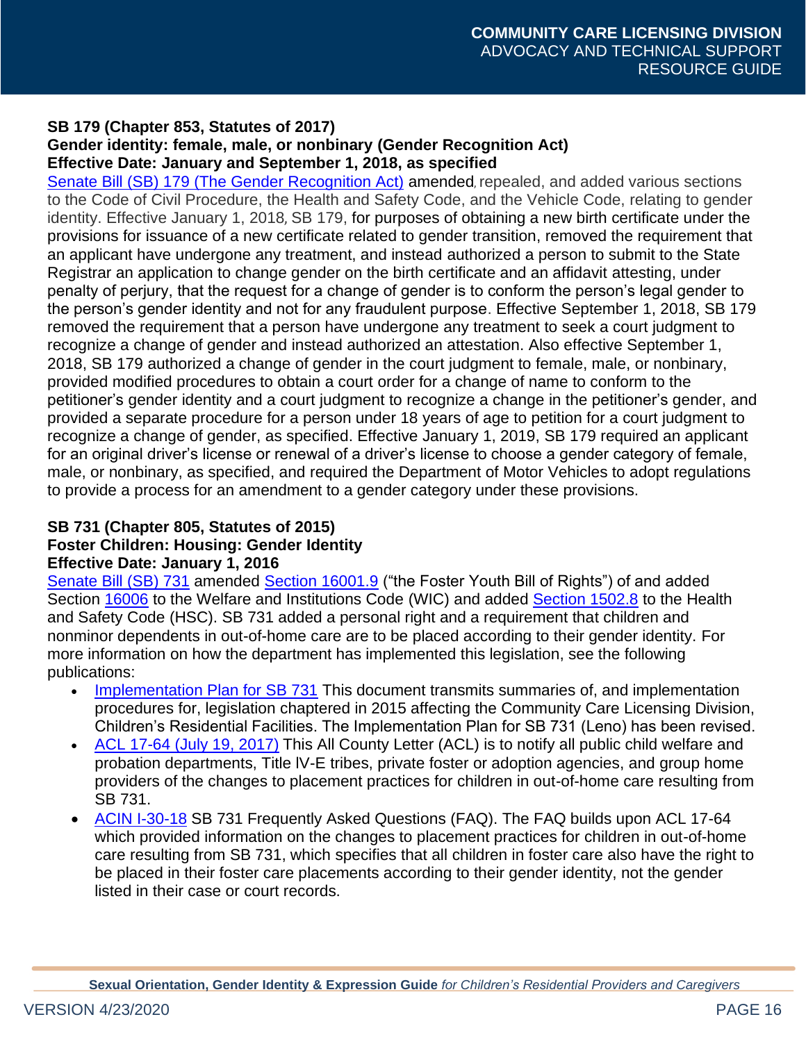**SB 179 (Chapter 853, Statutes of 2017)**
**Gender identity: female, male, or nonbinary (Gender Recognition Act)**
**Effective Date: January and September 1, 2018, as specified**

Senate Bill (SB) 179 (The Gender Recognition Act) amended, repealed, and added various sections to the Code of Civil Procedure, the Health and Safety Code, and the Vehicle Code, relating to gender identity. Effective January 1, 2018, SB 179, for purposes of obtaining a new birth certificate under the provisions for issuance of a new certificate related to gender transition, removed the requirement that an applicant have undergone any treatment, and instead authorized a person to submit to the State Registrar an application to change gender on the birth certificate and an affidavit attesting, under penalty of perjury, that the request for a change of gender is to conform the person's legal gender to the person's gender identity and not for any fraudulent purpose. Effective September 1, 2018, SB 179 removed the requirement that a person have undergone any treatment to seek a court judgment to recognize a change of gender and instead authorized an attestation. Also effective September 1, 2018, SB 179 authorized a change of gender in the court judgment to female, male, or nonbinary, provided modified procedures to obtain a court order for a change of name to conform to the petitioner's gender identity and a court judgment to recognize a change in the petitioner's gender, and provided a separate procedure for a person under 18 years of age to petition for a court judgment to recognize a change of gender, as specified. Effective January 1, 2019, SB 179 required an applicant for an original driver's license or renewal of a driver's license to choose a gender category of female, male, or nonbinary, as specified, and required the Department of Motor Vehicles to adopt regulations to provide a process for an amendment to a gender category under these provisions.

**SB 731 (Chapter 805, Statutes of 2015)**
**Foster Children: Housing: Gender Identity**
**Effective Date: January 1, 2016**

Senate Bill (SB) 731 amended Section 16001.9 ("the Foster Youth Bill of Rights") of and added Section 16006 to the Welfare and Institutions Code (WIC) and added Section 1502.8 to the Health and Safety Code (HSC). SB 731 added a personal right and a requirement that children and nonminor dependents in out-of-home care are to be placed according to their gender identity. For more information on how the department has implemented this legislation, see the following publications:

- Implementation Plan for SB 731 This document transmits summaries of, and implementation procedures for, legislation chaptered in 2015 affecting the Community Care Licensing Division, Children's Residential Facilities. The Implementation Plan for SB 731 (Leno) has been revised.
- ACL 17-64 (July 19, 2017) This All County Letter (ACL) is to notify all public child welfare and probation departments, Title IV-E tribes, private foster or adoption agencies, and group home providers of the changes to placement practices for children in out-of-home care resulting from SB 731.
- ACIN I-30-18 SB 731 Frequently Asked Questions (FAQ). The FAQ builds upon ACL 17-64 which provided information on the changes to placement practices for children in out-of-home care resulting from SB 731, which specifies that all children in foster care also have the right to be placed in their foster care placements according to their gender identity, not the gender listed in their case or court records.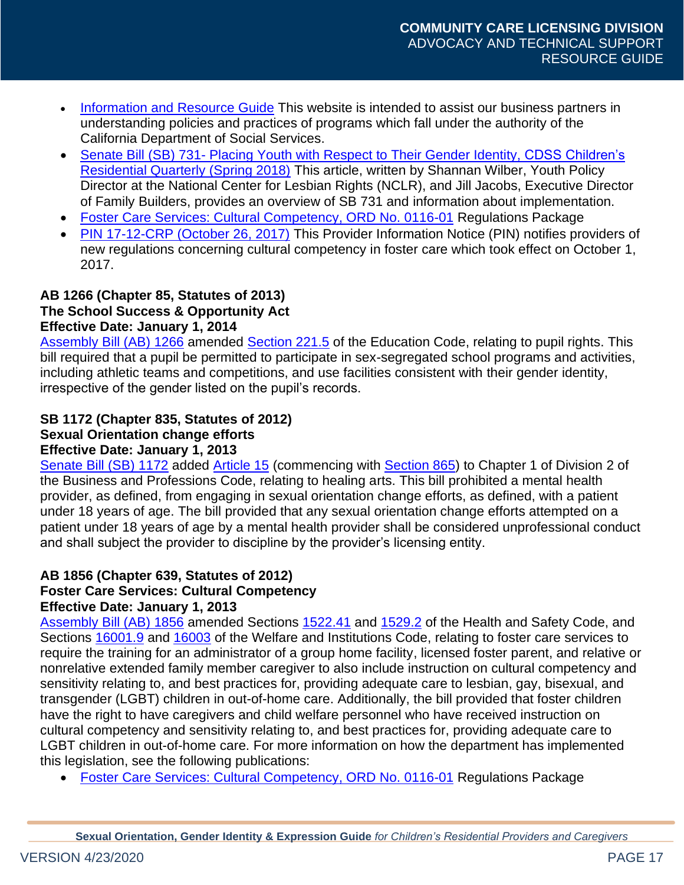- Information and Resource Guide This website is intended to assist our business partners in understanding policies and practices of programs which fall under the authority of the California Department of Social Services.
- Senate Bill (SB) 731- Placing Youth with Respect to Their Gender Identity, CDSS Children's Residential Quarterly (Spring 2018) This article, written by Shannan Wilber, Youth Policy Director at the National Center for Lesbian Rights (NCLR), and Jill Jacobs, Executive Director of Family Builders, provides an overview of SB 731 and information about implementation.
- Foster Care Services: Cultural Competency, ORD No. 0116-01 Regulations Package
- PIN 17-12-CRP (October 26, 2017) This Provider Information Notice (PIN) notifies providers of new regulations concerning cultural competency in foster care which took effect on October 1, 2017.

**AB 1266 (Chapter 85, Statutes of 2013)**
**The School Success & Opportunity Act**
**Effective Date: January 1, 2014**

Assembly Bill (AB) 1266 amended Section 221.5 of the Education Code, relating to pupil rights. This bill required that a pupil be permitted to participate in sex-segregated school programs and activities, including athletic teams and competitions, and use facilities consistent with their gender identity, irrespective of the gender listed on the pupil's records.

**SB 1172 (Chapter 835, Statutes of 2012)**
**Sexual Orientation change efforts**
**Effective Date: January 1, 2013**

Senate Bill (SB) 1172 added Article 15 (commencing with Section 865) to Chapter 1 of Division 2 of the Business and Professions Code, relating to healing arts. This bill prohibited a mental health provider, as defined, from engaging in sexual orientation change efforts, as defined, with a patient under 18 years of age. The bill provided that any sexual orientation change efforts attempted on a patient under 18 years of age by a mental health provider shall be considered unprofessional conduct and shall subject the provider to discipline by the provider's licensing entity.

**AB 1856 (Chapter 639, Statutes of 2012)**
**Foster Care Services: Cultural Competency**
**Effective Date: January 1, 2013**

Assembly Bill (AB) 1856 amended Sections 1522.41 and 1529.2 of the Health and Safety Code, and Sections 16001.9 and 16003 of the Welfare and Institutions Code, relating to foster care services to require the training for an administrator of a group home facility, licensed foster parent, and relative or nonrelative extended family member caregiver to also include instruction on cultural competency and sensitivity relating to, and best practices for, providing adequate care to lesbian, gay, bisexual, and transgender (LGBT) children in out-of-home care. Additionally, the bill provided that foster children have the right to have caregivers and child welfare personnel who have received instruction on cultural competency and sensitivity relating to, and best practices for, providing adequate care to LGBT children in out-of-home care. For more information on how the department has implemented this legislation, see the following publications:

- Foster Care Services: Cultural Competency, ORD No. 0116-01 Regulations Package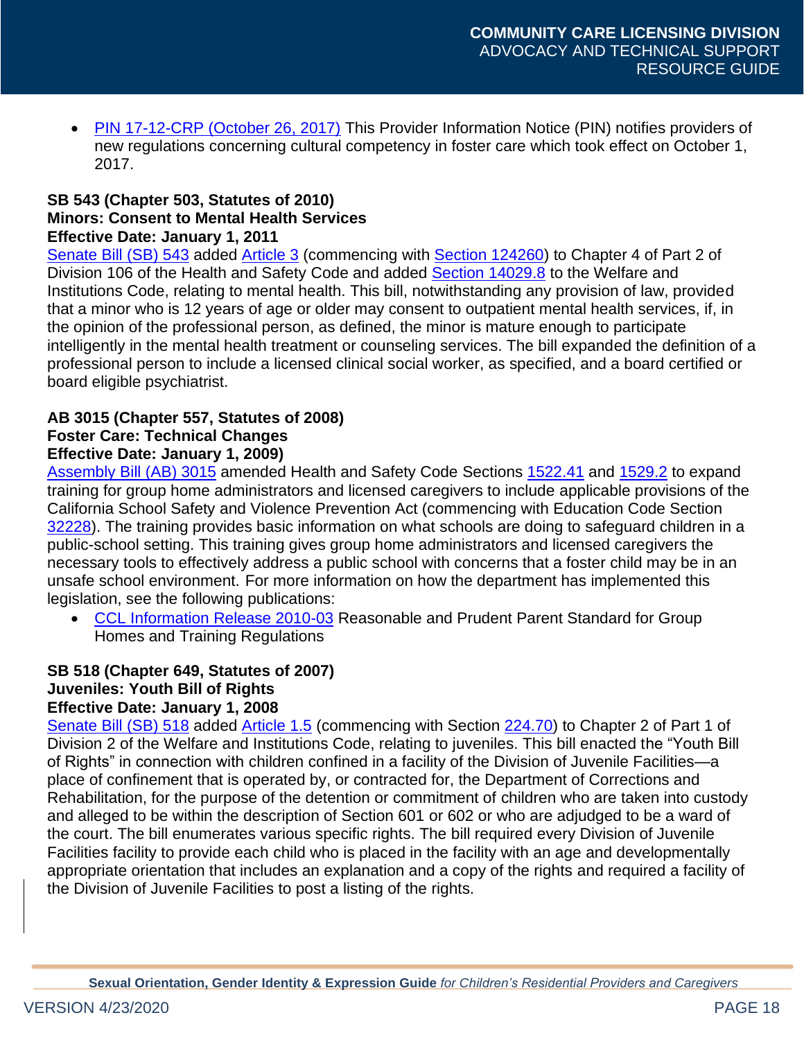- PIN 17-12-CRP (October 26, 2017) This Provider Information Notice (PIN) notifies providers of new regulations concerning cultural competency in foster care which took effect on October 1, 2017.

**SB 543 (Chapter 503, Statutes of 2010)**
**Minors: Consent to Mental Health Services**
**Effective Date: January 1, 2011**

Senate Bill (SB) 543 added Article 3 (commencing with Section 124260) to Chapter 4 of Part 2 of Division 106 of the Health and Safety Code and added Section 14029.8 to the Welfare and Institutions Code, relating to mental health. This bill, notwithstanding any provision of law, provided that a minor who is 12 years of age or older may consent to outpatient mental health services, if, in the opinion of the professional person, as defined, the minor is mature enough to participate intelligently in the mental health treatment or counseling services. The bill expanded the definition of a professional person to include a licensed clinical social worker, as specified, and a board certified or board eligible psychiatrist.

**AB 3015 (Chapter 557, Statutes of 2008)**
**Foster Care: Technical Changes**
**Effective Date: January 1, 2009)**

Assembly Bill (AB) 3015 amended Health and Safety Code Sections 1522.41 and 1529.2 to expand training for group home administrators and licensed caregivers to include applicable provisions of the California School Safety and Violence Prevention Act (commencing with Education Code Section 32228). The training provides basic information on what schools are doing to safeguard children in a public-school setting. This training gives group home administrators and licensed caregivers the necessary tools to effectively address a public school with concerns that a foster child may be in an unsafe school environment. For more information on how the department has implemented this legislation, see the following publications:

- CCL Information Release 2010-03 Reasonable and Prudent Parent Standard for Group Homes and Training Regulations

**SB 518 (Chapter 649, Statutes of 2007)**
**Juveniles: Youth Bill of Rights**
**Effective Date: January 1, 2008**

Senate Bill (SB) 518 added Article 1.5 (commencing with Section 224.70) to Chapter 2 of Part 1 of Division 2 of the Welfare and Institutions Code, relating to juveniles. This bill enacted the "Youth Bill of Rights" in connection with children confined in a facility of the Division of Juvenile Facilities—a place of confinement that is operated by, or contracted for, the Department of Corrections and Rehabilitation, for the purpose of the detention or commitment of children who are taken into custody and alleged to be within the description of Section 601 or 602 or who are adjudged to be a ward of the court. The bill enumerates various specific rights. The bill required every Division of Juvenile Facilities facility to provide each child who is placed in the facility with an age and developmentally appropriate orientation that includes an explanation and a copy of the rights and required a facility of the Division of Juvenile Facilities to post a listing of the rights.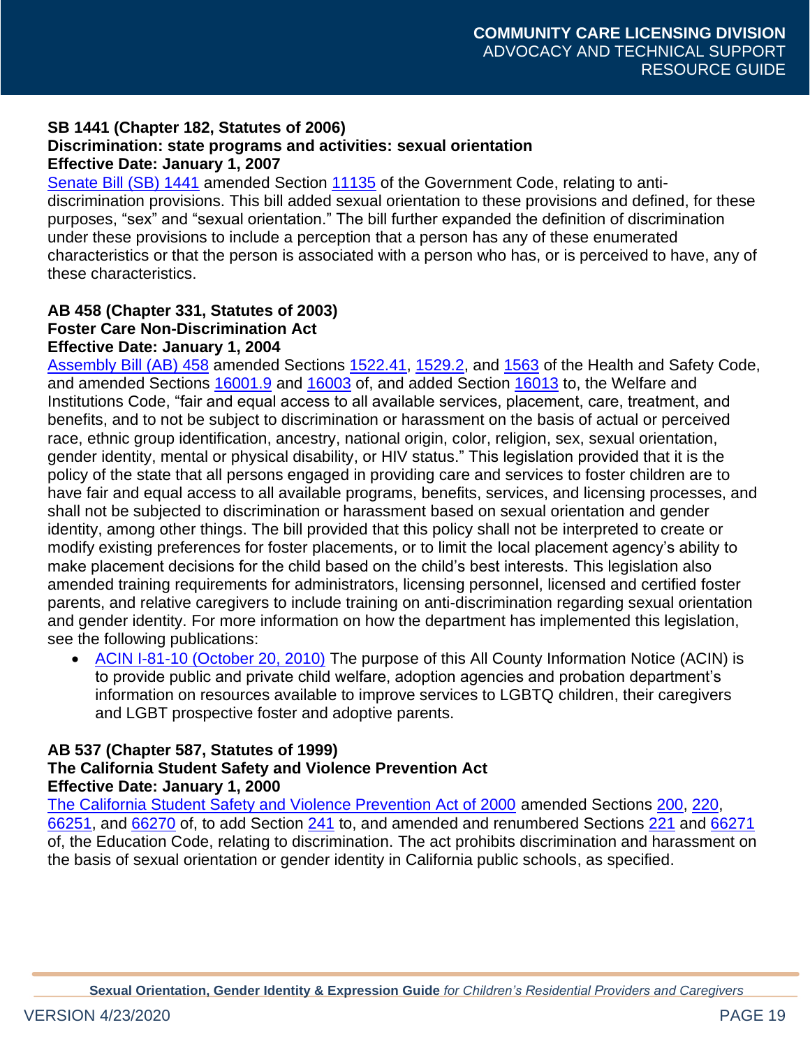**SB 1441 (Chapter 182, Statutes of 2006)**
**Discrimination: state programs and activities: sexual orientation**
**Effective Date: January 1, 2007**

Senate Bill (SB) 1441 amended Section 11135 of the Government Code, relating to anti-discrimination provisions. This bill added sexual orientation to these provisions and defined, for these purposes, "sex" and "sexual orientation." The bill further expanded the definition of discrimination under these provisions to include a perception that a person has any of these enumerated characteristics or that the person is associated with a person who has, or is perceived to have, any of these characteristics.

**AB 458 (Chapter 331, Statutes of 2003)**
**Foster Care Non-Discrimination Act**
**Effective Date: January 1, 2004**

Assembly Bill (AB) 458 amended Sections 1522.41, 1529.2, and 1563 of the Health and Safety Code, and amended Sections 16001.9 and 16003 of, and added Section 16013 to, the Welfare and Institutions Code, "fair and equal access to all available services, placement, care, treatment, and benefits, and to not be subject to discrimination or harassment on the basis of actual or perceived race, ethnic group identification, ancestry, national origin, color, religion, sex, sexual orientation, gender identity, mental or physical disability, or HIV status." This legislation provided that it is the policy of the state that all persons engaged in providing care and services to foster children are to have fair and equal access to all available programs, benefits, services, and licensing processes, and shall not be subjected to discrimination or harassment based on sexual orientation and gender identity, among other things. The bill provided that this policy shall not be interpreted to create or modify existing preferences for foster placements, or to limit the local placement agency's ability to make placement decisions for the child based on the child's best interests. This legislation also amended training requirements for administrators, licensing personnel, licensed and certified foster parents, and relative caregivers to include training on anti-discrimination regarding sexual orientation and gender identity. For more information on how the department has implemented this legislation, see the following publications:

- ACIN I-81-10 (October 20, 2010) The purpose of this All County Information Notice (ACIN) is to provide public and private child welfare, adoption agencies and probation department's information on resources available to improve services to LGBTQ children, their caregivers and LGBT prospective foster and adoptive parents.

**AB 537 (Chapter 587, Statutes of 1999)**
**The California Student Safety and Violence Prevention Act**
**Effective Date: January 1, 2000**

The California Student Safety and Violence Prevention Act of 2000 amended Sections 200, 220, 66251, and 66270 of, to add Section 241 to, and amended and renumbered Sections 221 and 66271 of, the Education Code, relating to discrimination. The act prohibits discrimination and harassment on the basis of sexual orientation or gender identity in California public schools, as specified.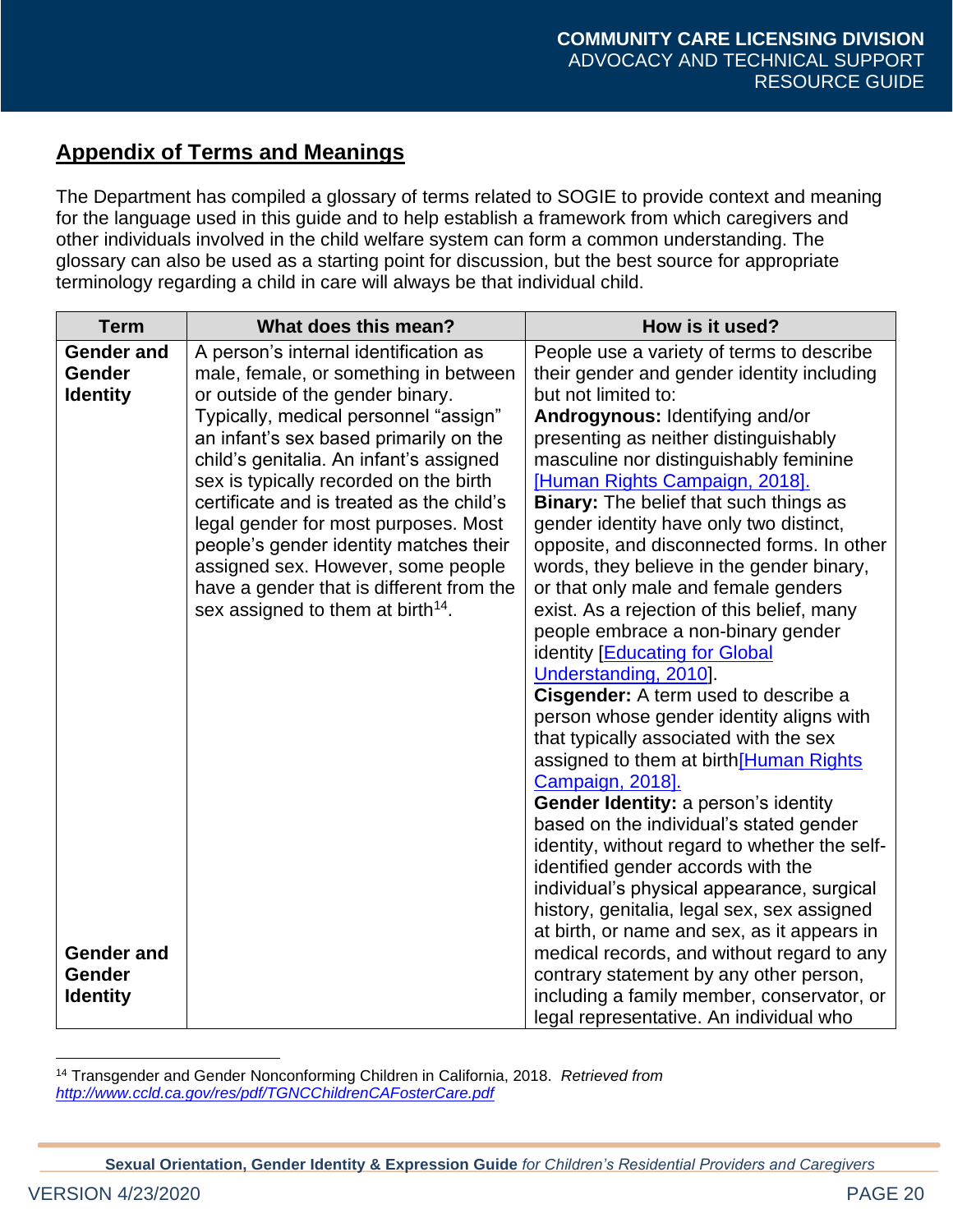## Appendix of Terms and Meanings

The Department has compiled a glossary of terms related to SOGIE to provide context and meaning for the language used in this guide and to help establish a framework from which caregivers and other individuals involved in the child welfare system can form a common understanding. The glossary can also be used as a starting point for discussion, but the best source for appropriate terminology regarding a child in care will always be that individual child.

| Term | What does this mean? | How is it used? |
|---|---|---|
| **Gender and Gender Identity** | A person's internal identification as male, female, or something in between or outside of the gender binary. Typically, medical personnel "assign" an infant's sex based primarily on the child's genitalia. An infant's assigned sex is typically recorded on the birth certificate and is treated as the child's legal gender for most purposes. Most people's gender identity matches their assigned sex. However, some people have a gender that is different from the sex assigned to them at birth[14]. | People use a variety of terms to describe their gender and gender identity including but not limited to:<br>**Androgynous:** Identifying and/or presenting as neither distinguishably masculine nor distinguishably feminine [Human Rights Campaign, 2018].<br>**Binary:** The belief that such things as gender identity have only two distinct, opposite, and disconnected forms. In other words, they believe in the gender binary, or that only male and female genders exist. As a rejection of this belief, many people embrace a non-binary gender identity [Educating for Global Understanding, 2010].<br>**Cisgender:** A term used to describe a person whose gender identity aligns with that typically associated with the sex assigned to them at birth[Human Rights Campaign, 2018].<br>**Gender Identity:** a person's identity based on the individual's stated gender identity, without regard to whether the self-identified gender accords with the individual's physical appearance, surgical history, genitalia, legal sex, sex assigned at birth, or name and sex, as it appears in medical records, and without regard to any contrary statement by any other person, including a family member, conservator, or legal representative. An individual who |

[14] Transgender and Gender Nonconforming Children in California, 2018. *Retrieved from http://www.ccld.ca.gov/res/pdf/TGNCChildrenCAFosterCare.pdf*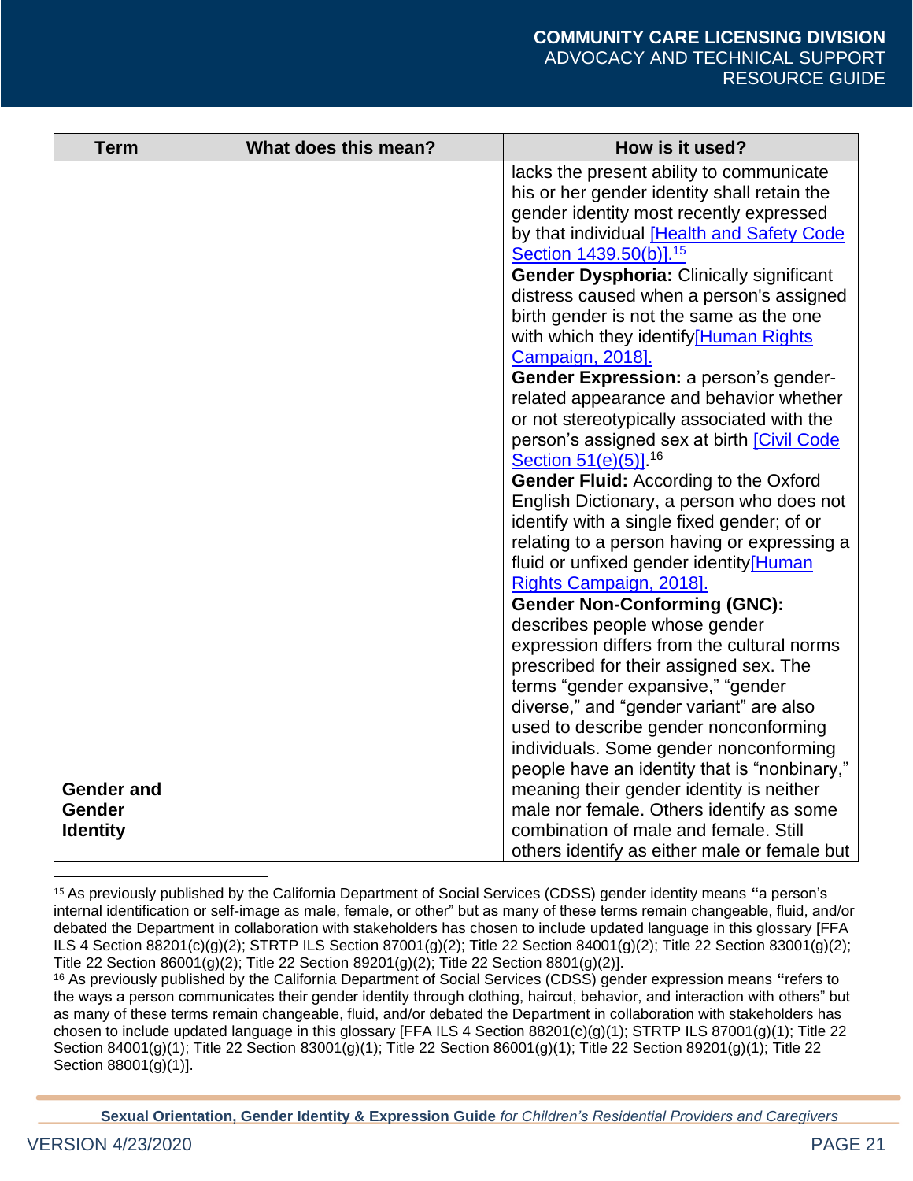| Term | What does this mean? | How is it used? |
|---|---|---|
| **Gender and Gender Identity** | | lacks the present ability to communicate his or her gender identity shall retain the gender identity most recently expressed by that individual [Health and Safety Code Section 1439.50(b)].[15] **Gender Dysphoria:** Clinically significant distress caused when a person's assigned birth gender is not the same as the one with which they identify[Human Rights Campaign, 2018]. **Gender Expression:** a person's gender-related appearance and behavior whether or not stereotypically associated with the person's assigned sex at birth [Civil Code Section 51(e)(5)].[16] **Gender Fluid:** According to the Oxford English Dictionary, a person who does not identify with a single fixed gender; of or relating to a person having or expressing a fluid or unfixed gender identity[Human Rights Campaign, 2018]. **Gender Non-Conforming (GNC):** describes people whose gender expression differs from the cultural norms prescribed for their assigned sex. The terms "gender expansive," "gender diverse," and "gender variant" are also used to describe gender nonconforming individuals. Some gender nonconforming people have an identity that is "nonbinary," meaning their gender identity is neither male nor female. Others identify as some combination of male and female. Still others identify as either male or female but |

[15] As previously published by the California Department of Social Services (CDSS) gender identity means "a person's internal identification or self-image as male, female, or other" but as many of these terms remain changeable, fluid, and/or debated the Department in collaboration with stakeholders has chosen to include updated language in this glossary [FFA ILS 4 Section 88201(c)(g)(2); STRTP ILS Section 87001(g)(2); Title 22 Section 84001(g)(2); Title 22 Section 83001(g)(2); Title 22 Section 86001(g)(2); Title 22 Section 89201(g)(2); Title 22 Section 8801(g)(2)].

[16] As previously published by the California Department of Social Services (CDSS) gender expression means "refers to the ways a person communicates their gender identity through clothing, haircut, behavior, and interaction with others" but as many of these terms remain changeable, fluid, and/or debated the Department in collaboration with stakeholders has chosen to include updated language in this glossary [FFA ILS 4 Section 88201(c)(g)(1); STRTP ILS 87001(g)(1); Title 22 Section 84001(g)(1); Title 22 Section 83001(g)(1); Title 22 Section 86001(g)(1); Title 22 Section 89201(g)(1); Title 22 Section 88001(g)(1)].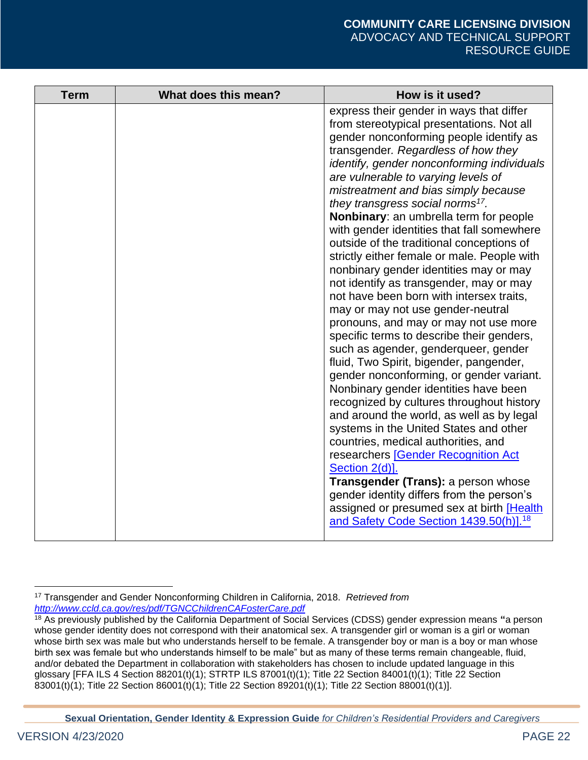| Term | What does this mean? | How is it used? |
|---|---|---|
| | | express their gender in ways that differ from stereotypical presentations. Not all gender nonconforming people identify as transgender*. Regardless of how they identify, gender nonconforming individuals are vulnerable to varying levels of mistreatment and bias simply because they transgress social norms*[17]*.*<br>**Nonbinary**: an umbrella term for people with gender identities that fall somewhere outside of the traditional conceptions of strictly either female or male. People with nonbinary gender identities may or may not identify as transgender, may or may not have been born with intersex traits, may or may not use gender-neutral pronouns, and may or may not use more specific terms to describe their genders, such as agender, genderqueer, gender fluid, Two Spirit, bigender, pangender, gender nonconforming, or gender variant. Nonbinary gender identities have been recognized by cultures throughout history and around the world, as well as by legal systems in the United States and other countries, medical authorities, and researchers [Gender Recognition Act Section 2(d)].<br>**Transgender (Trans):** a person whose gender identity differs from the person's assigned or presumed sex at birth [Health and Safety Code Section 1439.50(h)].[18] |

[17] Transgender and Gender Nonconforming Children in California, 2018. *Retrieved from* *http://www.ccld.ca.gov/res/pdf/TGNCChildrenCAFosterCare.pdf*

[18] As previously published by the California Department of Social Services (CDSS) gender expression means **"**a person whose gender identity does not correspond with their anatomical sex. A transgender girl or woman is a girl or woman whose birth sex was male but who understands herself to be female. A transgender boy or man is a boy or man whose birth sex was female but who understands himself to be male" but as many of these terms remain changeable, fluid, and/or debated the Department in collaboration with stakeholders has chosen to include updated language in this glossary [FFA ILS 4 Section 88201(t)(1); STRTP ILS 87001(t)(1); Title 22 Section 84001(t)(1); Title 22 Section 83001(t)(1); Title 22 Section 86001(t)(1); Title 22 Section 89201(t)(1); Title 22 Section 88001(t)(1)].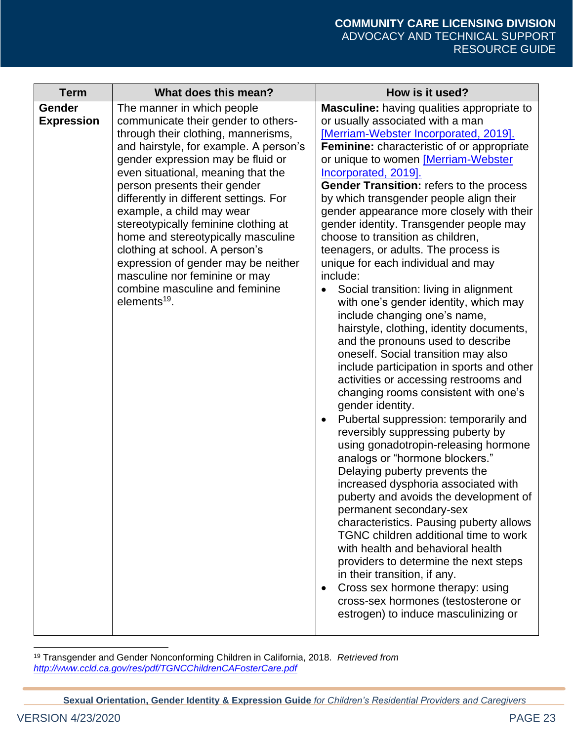| Term | What does this mean? | How is it used? |
|---|---|---|
| **Gender Expression** | The manner in which people communicate their gender to others-through their clothing, mannerisms, and hairstyle, for example. A person's gender expression may be fluid or even situational, meaning that the person presents their gender differently in different settings. For example, a child may wear stereotypically feminine clothing at home and stereotypically masculine clothing at school. A person's expression of gender may be neither masculine nor feminine or may combine masculine and feminine elements[19]. | **Masculine:** having qualities appropriate to or usually associated with a man [Merriam-Webster Incorporated, 2019]. **Feminine:** characteristic of or appropriate or unique to women [Merriam-Webster Incorporated, 2019]. **Gender Transition:** refers to the process by which transgender people align their gender appearance more closely with their gender identity. Transgender people may choose to transition as children, teenagers, or adults. The process is unique for each individual and may include: <br>• Social transition: living in alignment with one's gender identity, which may include changing one's name, hairstyle, clothing, identity documents, and the pronouns used to describe oneself. Social transition may also include participation in sports and other activities or accessing restrooms and changing rooms consistent with one's gender identity. <br>• Pubertal suppression: temporarily and reversibly suppressing puberty by using gonadotropin-releasing hormone analogs or "hormone blockers." Delaying puberty prevents the increased dysphoria associated with puberty and avoids the development of permanent secondary-sex characteristics. Pausing puberty allows TGNC children additional time to work with health and behavioral health providers to determine the next steps in their transition, if any. <br>• Cross sex hormone therapy: using cross-sex hormones (testosterone or estrogen) to induce masculinizing or |

[19] Transgender and Gender Nonconforming Children in California, 2018. *Retrieved from* *http://www.ccld.ca.gov/res/pdf/TGNCChildrenCAFosterCare.pdf*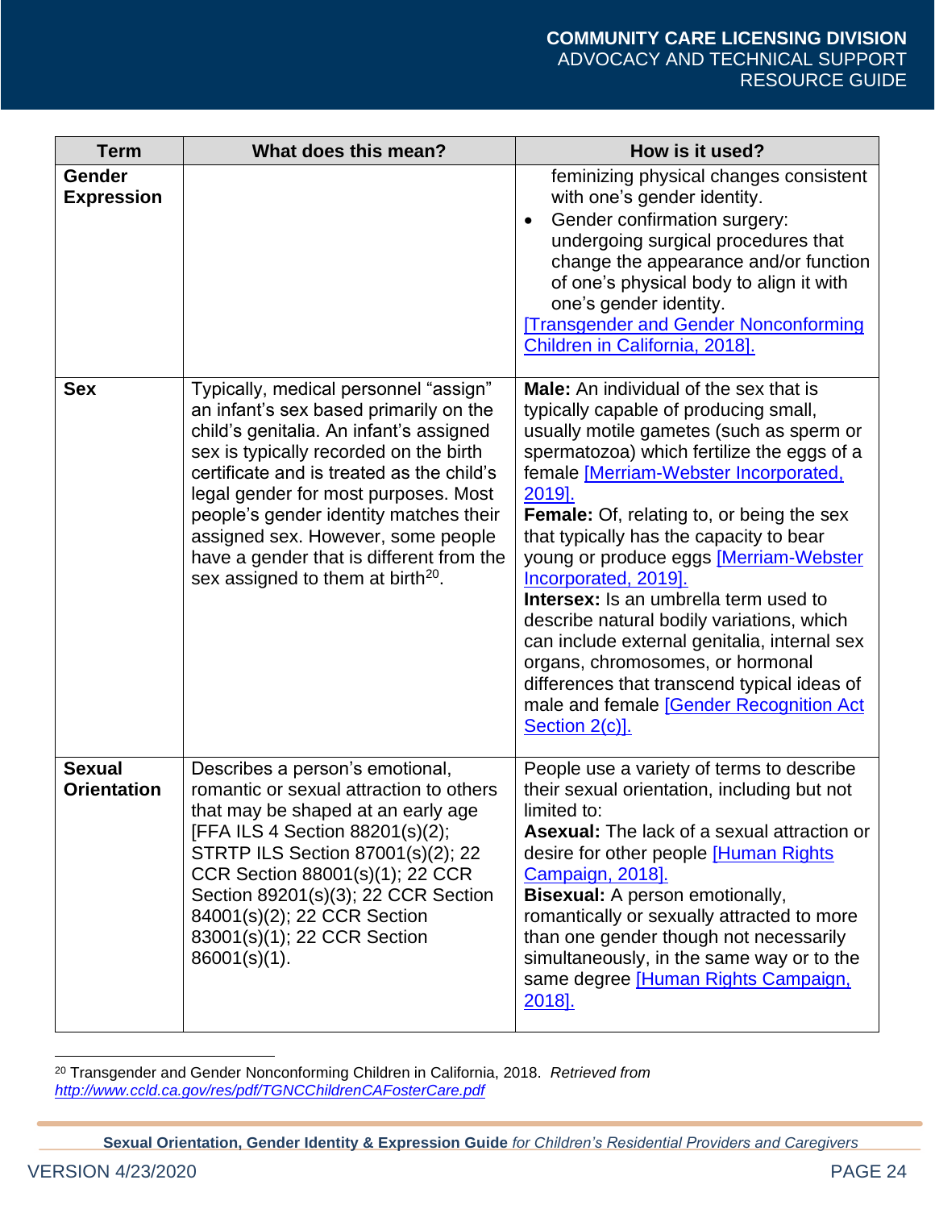| Term | What does this mean? | How is it used? |
|---|---|---|
| **Gender Expression** | | feminizing physical changes consistent with one's gender identity.<br>• Gender confirmation surgery: undergoing surgical procedures that change the appearance and/or function of one's physical body to align it with one's gender identity.<br>[Transgender and Gender Nonconforming Children in California, 2018]. |
| **Sex** | Typically, medical personnel "assign" an infant's sex based primarily on the child's genitalia. An infant's assigned sex is typically recorded on the birth certificate and is treated as the child's legal gender for most purposes. Most people's gender identity matches their assigned sex. However, some people have a gender that is different from the sex assigned to them at birth[20]. | **Male:** An individual of the sex that is typically capable of producing small, usually motile gametes (such as sperm or spermatozoa) which fertilize the eggs of a female [Merriam-Webster Incorporated, 2019].<br>**Female:** Of, relating to, or being the sex that typically has the capacity to bear young or produce eggs [Merriam-Webster Incorporated, 2019].<br>**Intersex:** Is an umbrella term used to describe natural bodily variations, which can include external genitalia, internal sex organs, chromosomes, or hormonal differences that transcend typical ideas of male and female [Gender Recognition Act Section 2(c)]. |
| **Sexual Orientation** | Describes a person's emotional, romantic or sexual attraction to others that may be shaped at an early age [FFA ILS 4 Section 88201(s)(2); STRTP ILS Section 87001(s)(2); 22 CCR Section 88001(s)(1); 22 CCR Section 89201(s)(3); 22 CCR Section 84001(s)(2); 22 CCR Section 83001(s)(1); 22 CCR Section 86001(s)(1). | People use a variety of terms to describe their sexual orientation, including but not limited to:<br>**Asexual:** The lack of a sexual attraction or desire for other people [Human Rights Campaign, 2018].<br>**Bisexual:** A person emotionally, romantically or sexually attracted to more than one gender though not necessarily simultaneously, in the same way or to the same degree [Human Rights Campaign, 2018]. |

[20] Transgender and Gender Nonconforming Children in California, 2018. *Retrieved from http://www.ccld.ca.gov/res/pdf/TGNCChildrenCAFosterCare.pdf*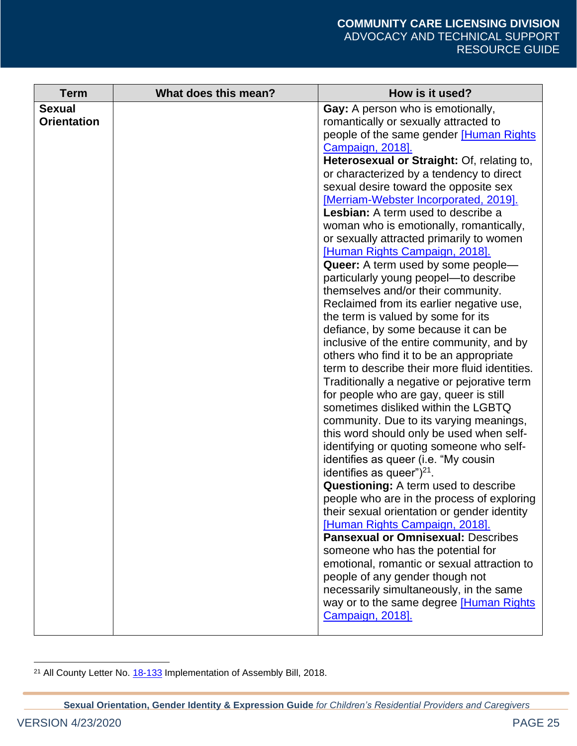| Term | What does this mean? | How is it used? |
| --- | --- | --- |
| **Sexual Orientation** | | **Gay:** A person who is emotionally, romantically or sexually attracted to people of the same gender [Human Rights Campaign, 2018]. <br>**Heterosexual or Straight:** Of, relating to, or characterized by a tendency to direct sexual desire toward the opposite sex [Merriam-Webster Incorporated, 2019]. <br>**Lesbian:** A term used to describe a woman who is emotionally, romantically, or sexually attracted primarily to women [Human Rights Campaign, 2018]. <br>**Queer:** A term used by some people—particularly young peopel—to describe themselves and/or their community. Reclaimed from its earlier negative use, the term is valued by some for its defiance, by some because it can be inclusive of the entire community, and by others who find it to be an appropriate term to describe their more fluid identities. Traditionally a negative or pejorative term for people who are gay, queer is still sometimes disliked within the LGBTQ community. Due to its varying meanings, this word should only be used when self-identifying or quoting someone who self-identifies as queer (i.e. "My cousin identifies as queer")[21]. <br>**Questioning:** A term used to describe people who are in the process of exploring their sexual orientation or gender identity [Human Rights Campaign, 2018]. <br>**Pansexual or Omnisexual:** Describes someone who has the potential for emotional, romantic or sexual attraction to people of any gender though not necessarily simultaneously, in the same way or to the same degree [Human Rights Campaign, 2018]. |

[21] All County Letter No. 18-133 Implementation of Assembly Bill, 2018.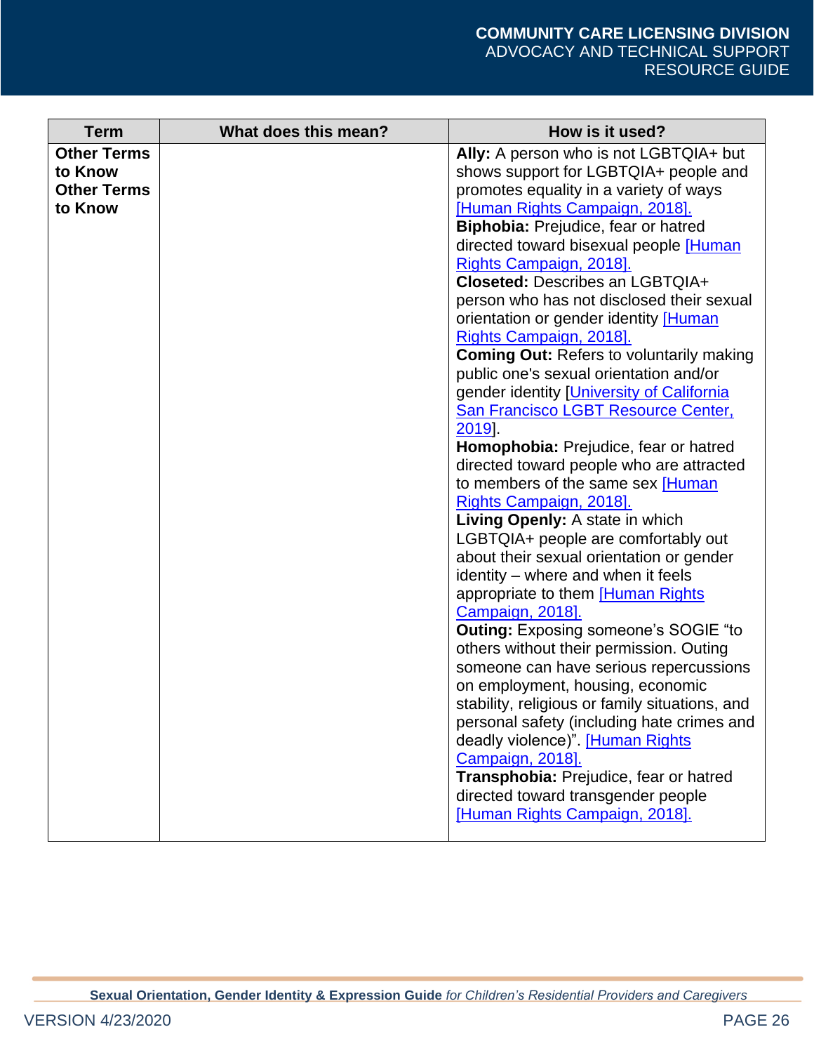| Term | What does this mean? | How is it used? |
|---|---|---|
| **Other Terms to Know Other Terms to Know** | | **Ally:** A person who is not LGBTQIA+ but shows support for LGBTQIA+ people and promotes equality in a variety of ways [Human Rights Campaign, 2018]. **Biphobia:** Prejudice, fear or hatred directed toward bisexual people [Human Rights Campaign, 2018]. **Closeted:** Describes an LGBTQIA+ person who has not disclosed their sexual orientation or gender identity [Human Rights Campaign, 2018]. **Coming Out:** Refers to voluntarily making public one's sexual orientation and/or gender identity [University of California San Francisco LGBT Resource Center, 2019]. **Homophobia:** Prejudice, fear or hatred directed toward people who are attracted to members of the same sex [Human Rights Campaign, 2018]. **Living Openly:** A state in which LGBTQIA+ people are comfortably out about their sexual orientation or gender identity – where and when it feels appropriate to them [Human Rights Campaign, 2018]. **Outing:** Exposing someone's SOGIE "to others without their permission. Outing someone can have serious repercussions on employment, housing, economic stability, religious or family situations, and personal safety (including hate crimes and deadly violence)". [Human Rights Campaign, 2018]. **Transphobia:** Prejudice, fear or hatred directed toward transgender people [Human Rights Campaign, 2018]. |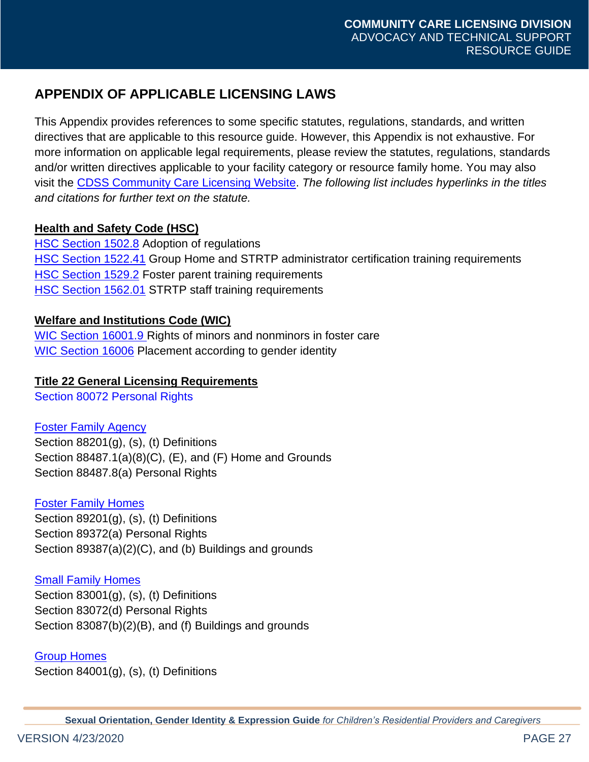## APPENDIX OF APPLICABLE LICENSING LAWS

This Appendix provides references to some specific statutes, regulations, standards, and written directives that are applicable to this resource guide. However, this Appendix is not exhaustive. For more information on applicable legal requirements, please review the statutes, regulations, standards and/or written directives applicable to your facility category or resource family home. You may also visit the CDSS Community Care Licensing Website. *The following list includes hyperlinks in the titles and citations for further text on the statute.*

**Health and Safety Code (HSC)**

HSC Section 1502.8 Adoption of regulations
HSC Section 1522.41 Group Home and STRTP administrator certification training requirements
HSC Section 1529.2 Foster parent training requirements
HSC Section 1562.01 STRTP staff training requirements

**Welfare and Institutions Code (WIC)**

WIC Section 16001.9 Rights of minors and nonminors in foster care
WIC Section 16006 Placement according to gender identity

**Title 22 General Licensing Requirements**

Section 80072 Personal Rights

Foster Family Agency

Section 88201(g), (s), (t) Definitions
Section 88487.1(a)(8)(C), (E), and (F) Home and Grounds
Section 88487.8(a) Personal Rights

Foster Family Homes

Section 89201(g), (s), (t) Definitions
Section 89372(a) Personal Rights
Section 89387(a)(2)(C), and (b) Buildings and grounds

Small Family Homes

Section 83001(g), (s), (t) Definitions
Section 83072(d) Personal Rights
Section 83087(b)(2)(B), and (f) Buildings and grounds

Group Homes

Section 84001(g), (s), (t) Definitions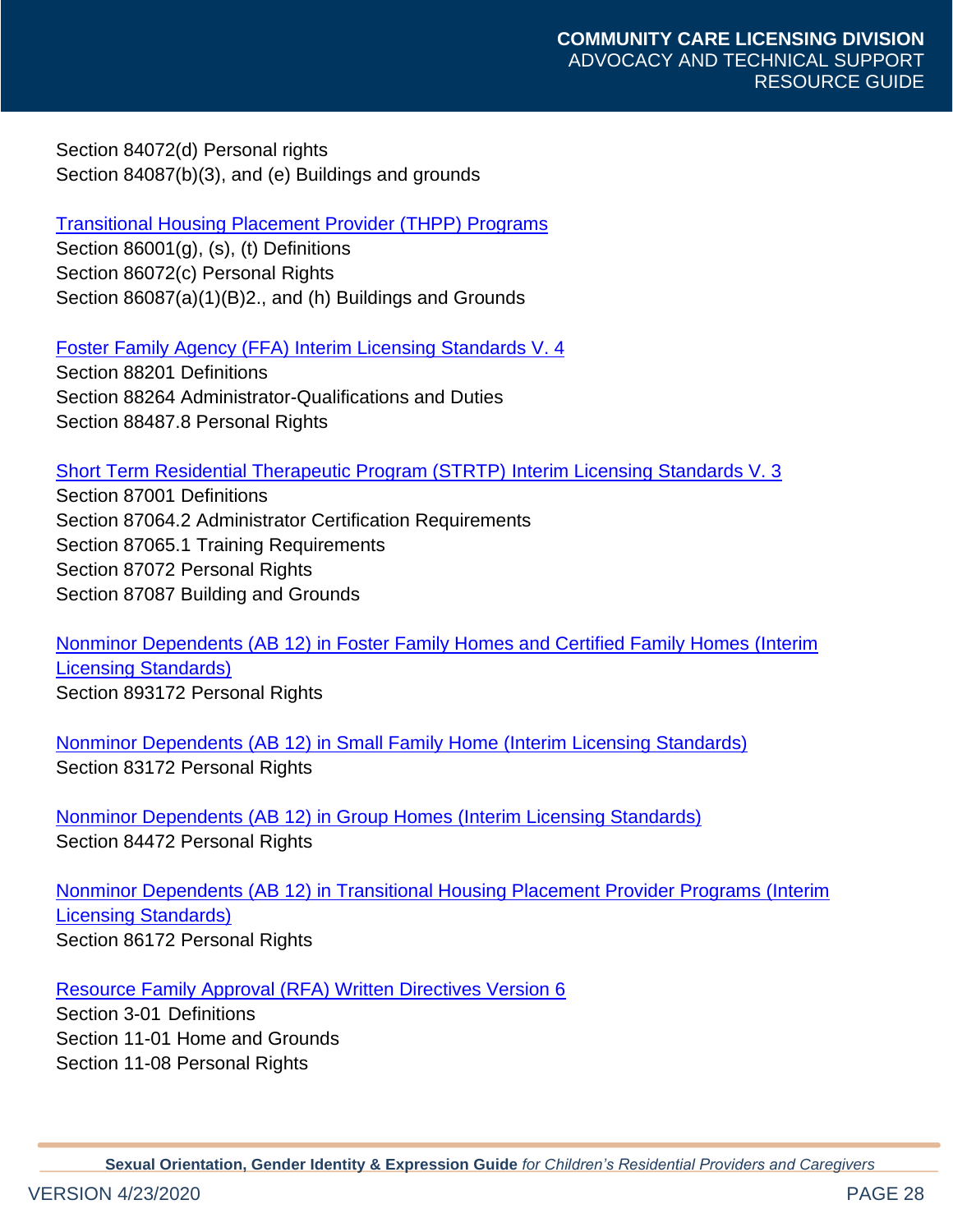Section 84072(d) Personal rights
Section 84087(b)(3), and (e) Buildings and grounds

Transitional Housing Placement Provider (THPP) Programs
Section 86001(g), (s), (t) Definitions
Section 86072(c) Personal Rights
Section 86087(a)(1)(B)2., and (h) Buildings and Grounds

Foster Family Agency (FFA) Interim Licensing Standards V. 4
Section 88201 Definitions
Section 88264 Administrator-Qualifications and Duties
Section 88487.8 Personal Rights

Short Term Residential Therapeutic Program (STRTP) Interim Licensing Standards V. 3
Section 87001 Definitions
Section 87064.2 Administrator Certification Requirements
Section 87065.1 Training Requirements
Section 87072 Personal Rights
Section 87087 Building and Grounds

Nonminor Dependents (AB 12) in Foster Family Homes and Certified Family Homes (Interim Licensing Standards)
Section 893172 Personal Rights

Nonminor Dependents (AB 12) in Small Family Home (Interim Licensing Standards)
Section 83172 Personal Rights

Nonminor Dependents (AB 12) in Group Homes (Interim Licensing Standards)
Section 84472 Personal Rights

Nonminor Dependents (AB 12) in Transitional Housing Placement Provider Programs (Interim Licensing Standards)
Section 86172 Personal Rights

Resource Family Approval (RFA) Written Directives Version 6
Section 3-01 Definitions
Section 11-01 Home and Grounds
Section 11-08 Personal Rights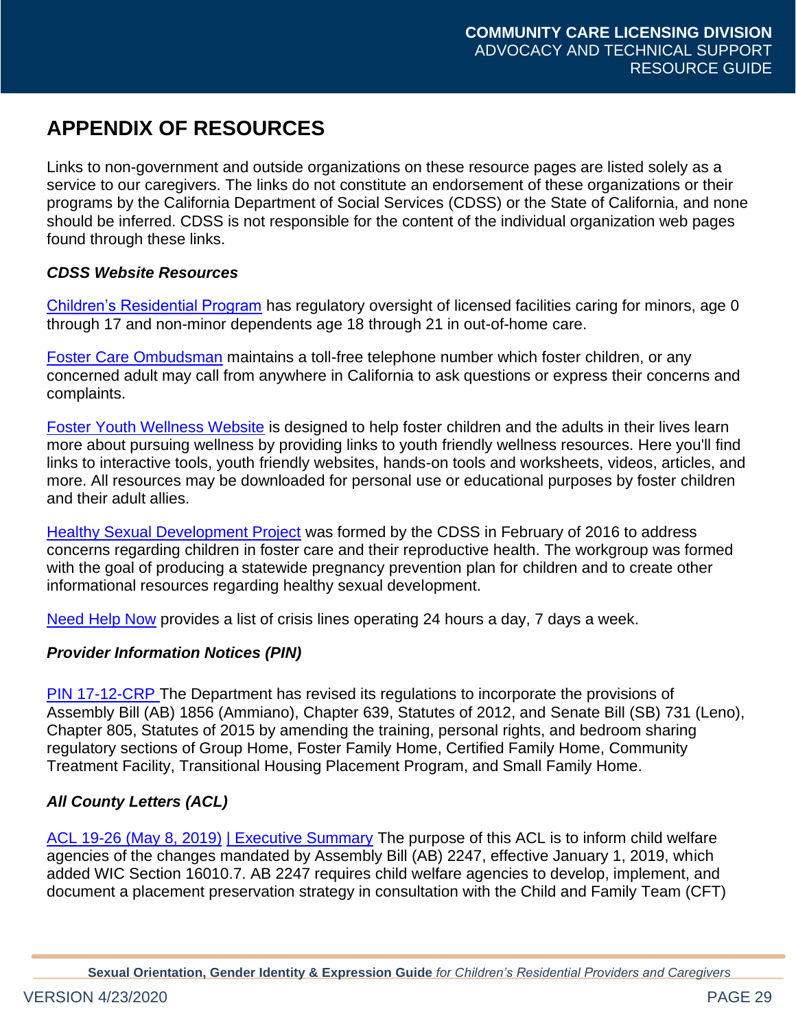## APPENDIX OF RESOURCES

Links to non-government and outside organizations on these resource pages are listed solely as a service to our caregivers. The links do not constitute an endorsement of these organizations or their programs by the California Department of Social Services (CDSS) or the State of California, and none should be inferred. CDSS is not responsible for the content of the individual organization web pages found through these links.

### *CDSS Website Resources*

Children's Residential Program has regulatory oversight of licensed facilities caring for minors, age 0 through 17 and non-minor dependents age 18 through 21 in out-of-home care.

Foster Care Ombudsman maintains a toll-free telephone number which foster children, or any concerned adult may call from anywhere in California to ask questions or express their concerns and complaints.

Foster Youth Wellness Website is designed to help foster children and the adults in their lives learn more about pursuing wellness by providing links to youth friendly wellness resources. Here you'll find links to interactive tools, youth friendly websites, hands-on tools and worksheets, videos, articles, and more. All resources may be downloaded for personal use or educational purposes by foster children and their adult allies.

Healthy Sexual Development Project was formed by the CDSS in February of 2016 to address concerns regarding children in foster care and their reproductive health. The workgroup was formed with the goal of producing a statewide pregnancy prevention plan for children and to create other informational resources regarding healthy sexual development.

Need Help Now provides a list of crisis lines operating 24 hours a day, 7 days a week.

### *Provider Information Notices (PIN)*

PIN 17-12-CRP The Department has revised its regulations to incorporate the provisions of Assembly Bill (AB) 1856 (Ammiano), Chapter 639, Statutes of 2012, and Senate Bill (SB) 731 (Leno), Chapter 805, Statutes of 2015 by amending the training, personal rights, and bedroom sharing regulatory sections of Group Home, Foster Family Home, Certified Family Home, Community Treatment Facility, Transitional Housing Placement Program, and Small Family Home.

### *All County Letters (ACL)*

ACL 19-26 (May 8, 2019) | Executive Summary The purpose of this ACL is to inform child welfare agencies of the changes mandated by Assembly Bill (AB) 2247, effective January 1, 2019, which added WIC Section 16010.7. AB 2247 requires child welfare agencies to develop, implement, and document a placement preservation strategy in consultation with the Child and Family Team (CFT)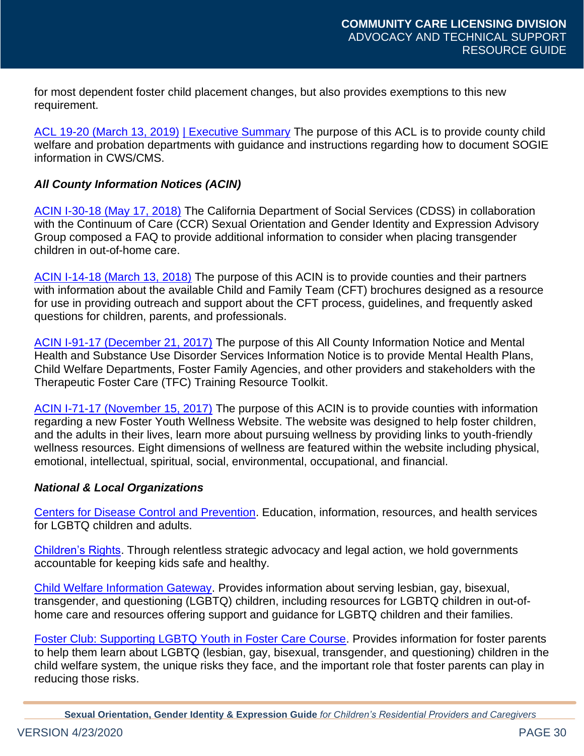for most dependent foster child placement changes, but also provides exemptions to this new requirement.

ACL 19-20 (March 13, 2019) | Executive Summary The purpose of this ACL is to provide county child welfare and probation departments with guidance and instructions regarding how to document SOGIE information in CWS/CMS.

### *All County Information Notices (ACIN)*

ACIN I-30-18 (May 17, 2018) The California Department of Social Services (CDSS) in collaboration with the Continuum of Care (CCR) Sexual Orientation and Gender Identity and Expression Advisory Group composed a FAQ to provide additional information to consider when placing transgender children in out-of-home care.

ACIN I-14-18 (March 13, 2018) The purpose of this ACIN is to provide counties and their partners with information about the available Child and Family Team (CFT) brochures designed as a resource for use in providing outreach and support about the CFT process, guidelines, and frequently asked questions for children, parents, and professionals.

ACIN I-91-17 (December 21, 2017) The purpose of this All County Information Notice and Mental Health and Substance Use Disorder Services Information Notice is to provide Mental Health Plans, Child Welfare Departments, Foster Family Agencies, and other providers and stakeholders with the Therapeutic Foster Care (TFC) Training Resource Toolkit.

ACIN I-71-17 (November 15, 2017) The purpose of this ACIN is to provide counties with information regarding a new Foster Youth Wellness Website. The website was designed to help foster children, and the adults in their lives, learn more about pursuing wellness by providing links to youth-friendly wellness resources. Eight dimensions of wellness are featured within the website including physical, emotional, intellectual, spiritual, social, environmental, occupational, and financial.

### *National & Local Organizations*

Centers for Disease Control and Prevention. Education, information, resources, and health services for LGBTQ children and adults.

Children's Rights. Through relentless strategic advocacy and legal action, we hold governments accountable for keeping kids safe and healthy.

Child Welfare Information Gateway. Provides information about serving lesbian, gay, bisexual, transgender, and questioning (LGBTQ) children, including resources for LGBTQ children in out-of-home care and resources offering support and guidance for LGBTQ children and their families.

Foster Club: Supporting LGBTQ Youth in Foster Care Course. Provides information for foster parents to help them learn about LGBTQ (lesbian, gay, bisexual, transgender, and questioning) children in the child welfare system, the unique risks they face, and the important role that foster parents can play in reducing those risks.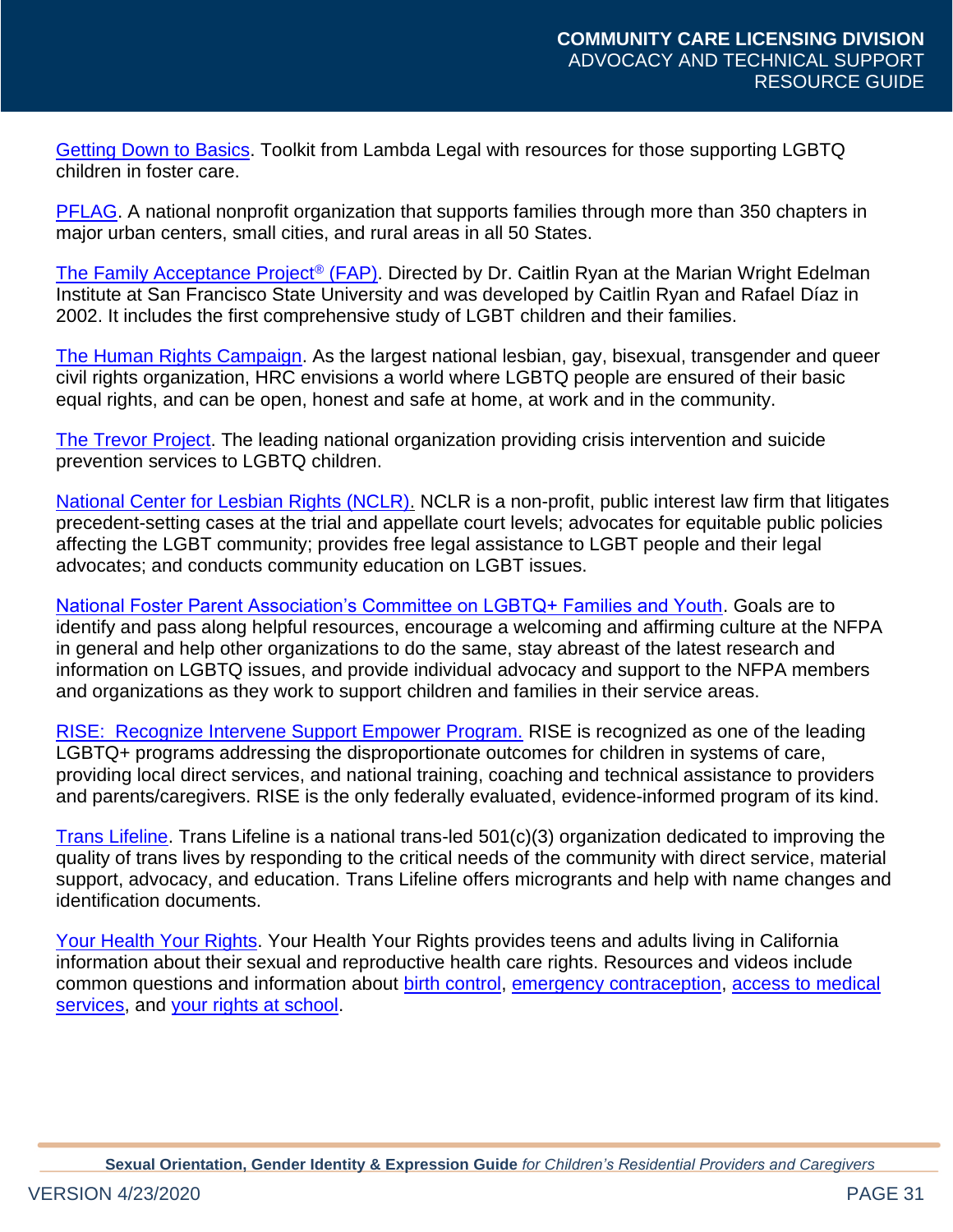Getting Down to Basics. Toolkit from Lambda Legal with resources for those supporting LGBTQ children in foster care.

PFLAG. A national nonprofit organization that supports families through more than 350 chapters in major urban centers, small cities, and rural areas in all 50 States.

The Family Acceptance Project® (FAP). Directed by Dr. Caitlin Ryan at the Marian Wright Edelman Institute at San Francisco State University and was developed by Caitlin Ryan and Rafael Díaz in 2002. It includes the first comprehensive study of LGBT children and their families.

The Human Rights Campaign. As the largest national lesbian, gay, bisexual, transgender and queer civil rights organization, HRC envisions a world where LGBTQ people are ensured of their basic equal rights, and can be open, honest and safe at home, at work and in the community.

The Trevor Project. The leading national organization providing crisis intervention and suicide prevention services to LGBTQ children.

National Center for Lesbian Rights (NCLR). NCLR is a non-profit, public interest law firm that litigates precedent-setting cases at the trial and appellate court levels; advocates for equitable public policies affecting the LGBT community; provides free legal assistance to LGBT people and their legal advocates; and conducts community education on LGBT issues.

National Foster Parent Association's Committee on LGBTQ+ Families and Youth. Goals are to identify and pass along helpful resources, encourage a welcoming and affirming culture at the NFPA in general and help other organizations to do the same, stay abreast of the latest research and information on LGBTQ issues, and provide individual advocacy and support to the NFPA members and organizations as they work to support children and families in their service areas.

RISE: Recognize Intervene Support Empower Program. RISE is recognized as one of the leading LGBTQ+ programs addressing the disproportionate outcomes for children in systems of care, providing local direct services, and national training, coaching and technical assistance to providers and parents/caregivers. RISE is the only federally evaluated, evidence-informed program of its kind.

Trans Lifeline. Trans Lifeline is a national trans-led 501(c)(3) organization dedicated to improving the quality of trans lives by responding to the critical needs of the community with direct service, material support, advocacy, and education. Trans Lifeline offers microgrants and help with name changes and identification documents.

Your Health Your Rights. Your Health Your Rights provides teens and adults living in California information about their sexual and reproductive health care rights. Resources and videos include common questions and information about birth control, emergency contraception, access to medical services, and your rights at school.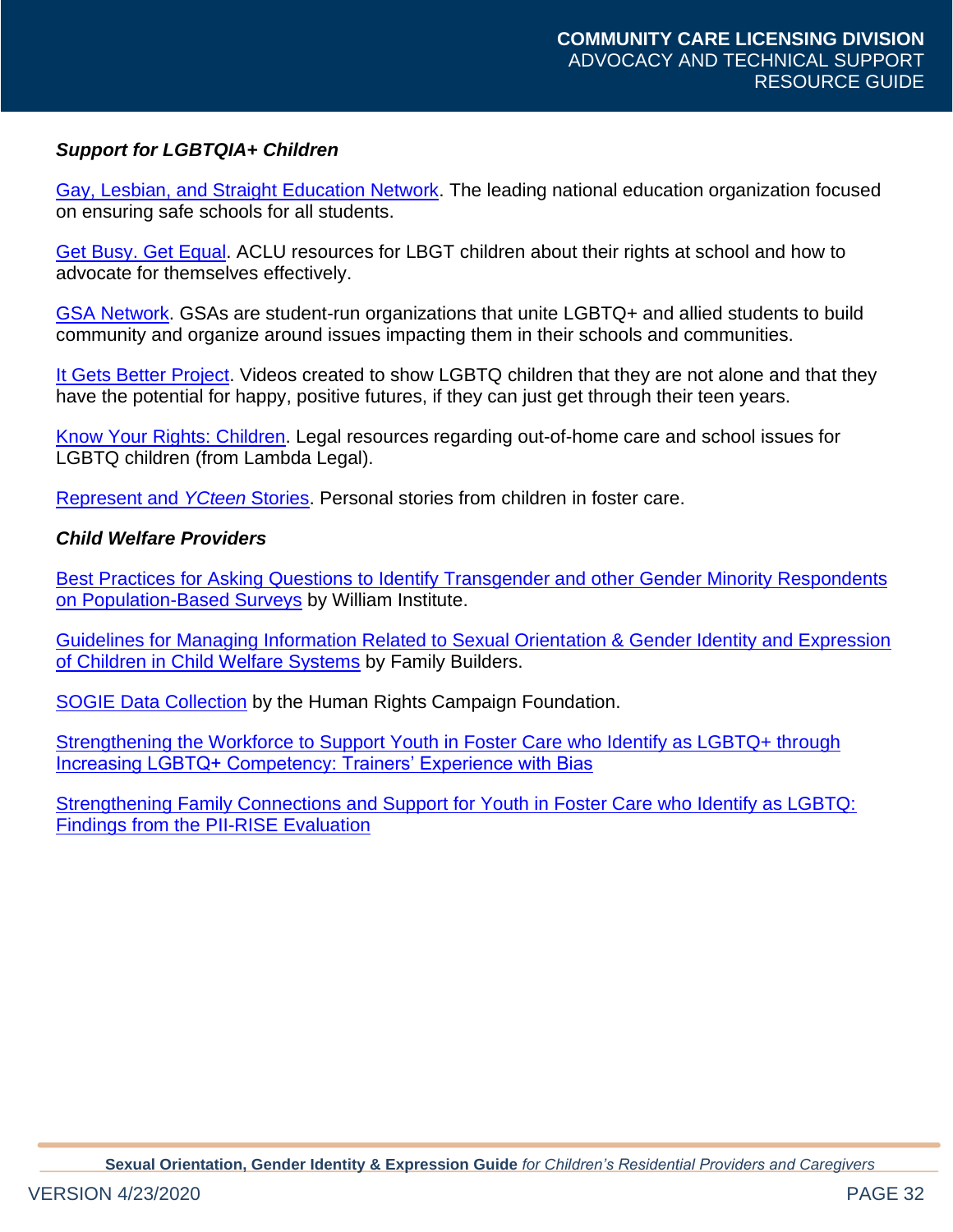***Support for LGBTQIA+ Children***

Gay, Lesbian, and Straight Education Network. The leading national education organization focused on ensuring safe schools for all students.

Get Busy. Get Equal. ACLU resources for LBGT children about their rights at school and how to advocate for themselves effectively.

GSA Network. GSAs are student-run organizations that unite LGBTQ+ and allied students to build community and organize around issues impacting them in their schools and communities.

It Gets Better Project. Videos created to show LGBTQ children that they are not alone and that they have the potential for happy, positive futures, if they can just get through their teen years.

Know Your Rights: Children. Legal resources regarding out-of-home care and school issues for LGBTQ children (from Lambda Legal).

Represent and *YCteen* Stories. Personal stories from children in foster care.

***Child Welfare Providers***

Best Practices for Asking Questions to Identify Transgender and other Gender Minority Respondents on Population-Based Surveys by William Institute.

Guidelines for Managing Information Related to Sexual Orientation & Gender Identity and Expression of Children in Child Welfare Systems by Family Builders.

SOGIE Data Collection by the Human Rights Campaign Foundation.

Strengthening the Workforce to Support Youth in Foster Care who Identify as LGBTQ+ through Increasing LGBTQ+ Competency: Trainers' Experience with Bias

Strengthening Family Connections and Support for Youth in Foster Care who Identify as LGBTQ: Findings from the PII-RISE Evaluation